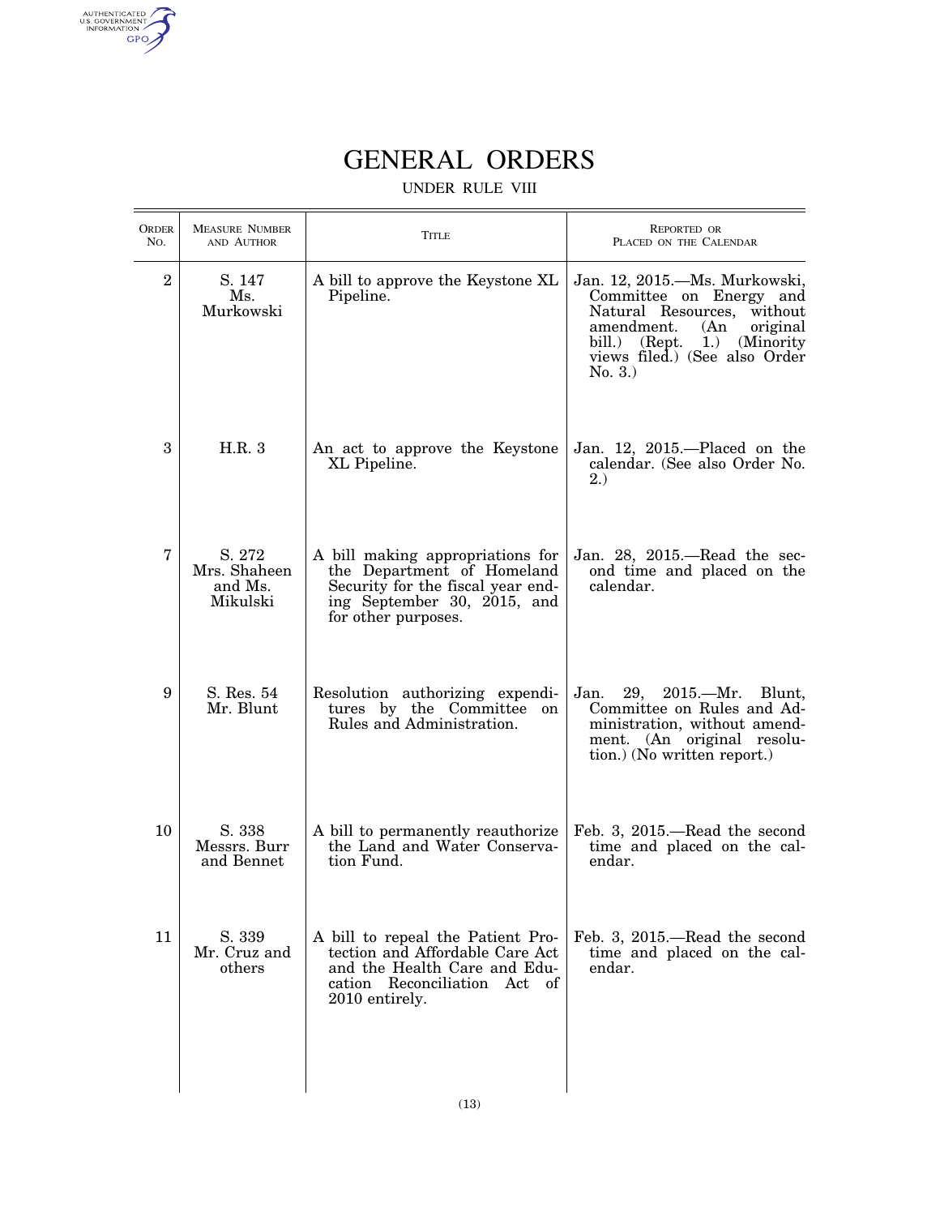# GENERAL ORDERS

UNDER RULE VIII

| ORDER NO. | MEASURE NUMBER AND AUTHOR | TITLE | REPORTED OR PLACED ON THE CALENDAR |
|---|---|---|---|
| 2 | S. 147 Ms. Murkowski | A bill to approve the Keystone XL Pipeline. | Jan. 12, 2015.—Ms. Murkowski, Committee on Energy and Natural Resources, without amendment. (An original bill.) (Rept. 1.) (Minority views filed.) (See also Order No. 3.) |
| 3 | H.R. 3 | An act to approve the Keystone XL Pipeline. | Jan. 12, 2015.—Placed on the calendar. (See also Order No. 2.) |
| 7 | S. 272 Mrs. Shaheen and Ms. Mikulski | A bill making appropriations for the Department of Homeland Security for the fiscal year ending September 30, 2015, and for other purposes. | Jan. 28, 2015.—Read the second time and placed on the calendar. |
| 9 | S. Res. 54 Mr. Blunt | Resolution authorizing expenditures by the Committee on Rules and Administration. | Jan. 29, 2015.—Mr. Blunt, Committee on Rules and Administration, without amendment. (An original resolution.) (No written report.) |
| 10 | S. 338 Messrs. Burr and Bennet | A bill to permanently reauthorize the Land and Water Conservation Fund. | Feb. 3, 2015.—Read the second time and placed on the calendar. |
| 11 | S. 339 Mr. Cruz and others | A bill to repeal the Patient Protection and Affordable Care Act and the Health Care and Education Reconciliation Act of 2010 entirely. | Feb. 3, 2015.—Read the second time and placed on the calendar. |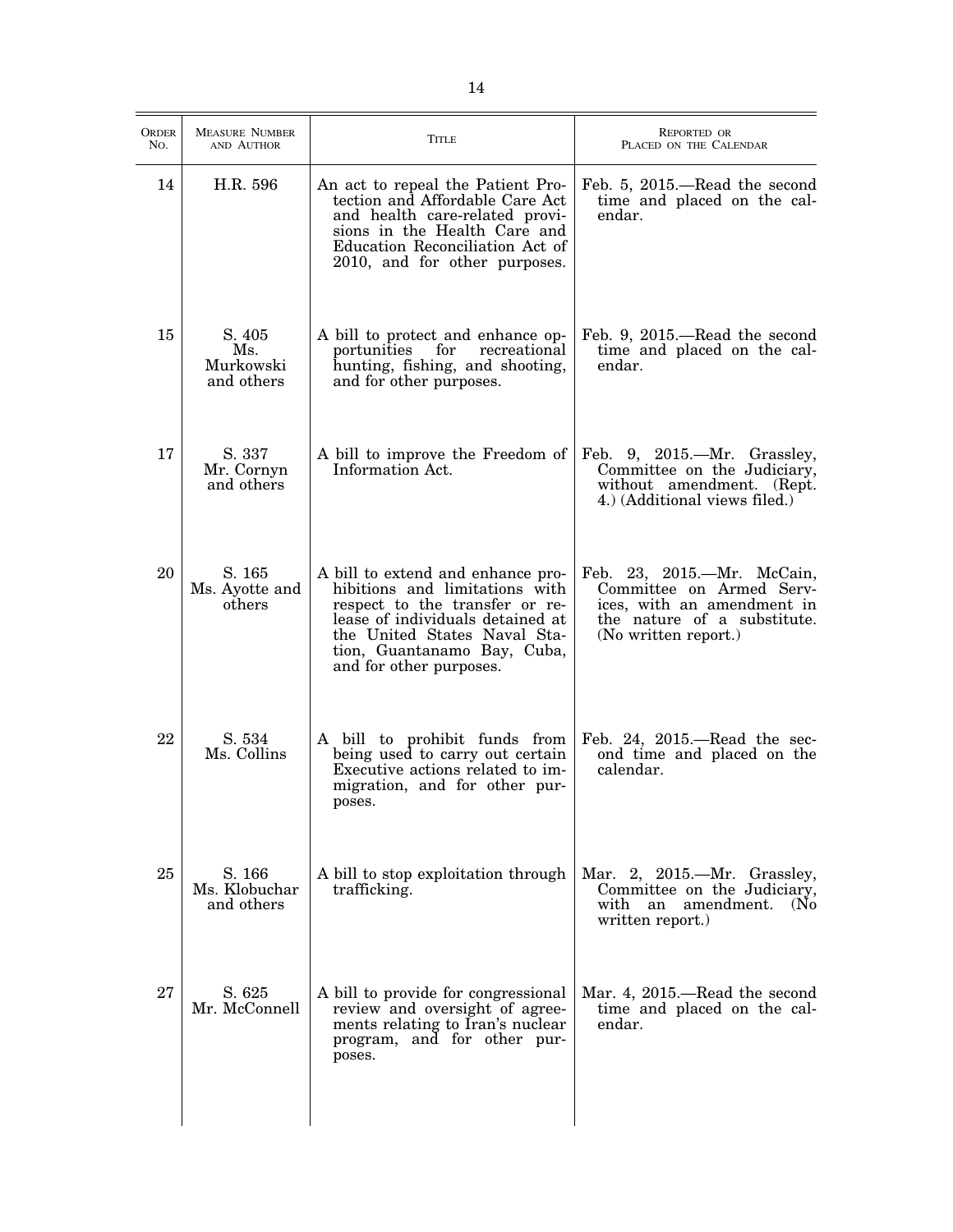| ORDER NO. | MEASURE NUMBER AND AUTHOR | TITLE | REPORTED OR PLACED ON THE CALENDAR |
|---|---|---|---|
| 14 | H.R. 596 | An act to repeal the Patient Protection and Affordable Care Act and health care-related provisions in the Health Care and Education Reconciliation Act of 2010, and for other purposes. | Feb. 5, 2015.—Read the second time and placed on the calendar. |
| 15 | S. 405 Ms. Murkowski and others | A bill to protect and enhance opportunities for recreational hunting, fishing, and shooting, and for other purposes. | Feb. 9, 2015.—Read the second time and placed on the calendar. |
| 17 | S. 337 Mr. Cornyn and others | A bill to improve the Freedom of Information Act. | Feb. 9, 2015.—Mr. Grassley, Committee on the Judiciary, without amendment. (Rept. 4.) (Additional views filed.) |
| 20 | S. 165 Ms. Ayotte and others | A bill to extend and enhance prohibitions and limitations with respect to the transfer or release of individuals detained at the United States Naval Station, Guantanamo Bay, Cuba, and for other purposes. | Feb. 23, 2015.—Mr. McCain, Committee on Armed Services, with an amendment in the nature of a substitute. (No written report.) |
| 22 | S. 534 Ms. Collins | A bill to prohibit funds from being used to carry out certain Executive actions related to immigration, and for other purposes. | Feb. 24, 2015.—Read the second time and placed on the calendar. |
| 25 | S. 166 Ms. Klobuchar and others | A bill to stop exploitation through trafficking. | Mar. 2, 2015.—Mr. Grassley, Committee on the Judiciary, with an amendment. (No written report.) |
| 27 | S. 625 Mr. McConnell | A bill to provide for congressional review and oversight of agreements relating to Iran's nuclear program, and for other purposes. | Mar. 4, 2015.—Read the second time and placed on the calendar. |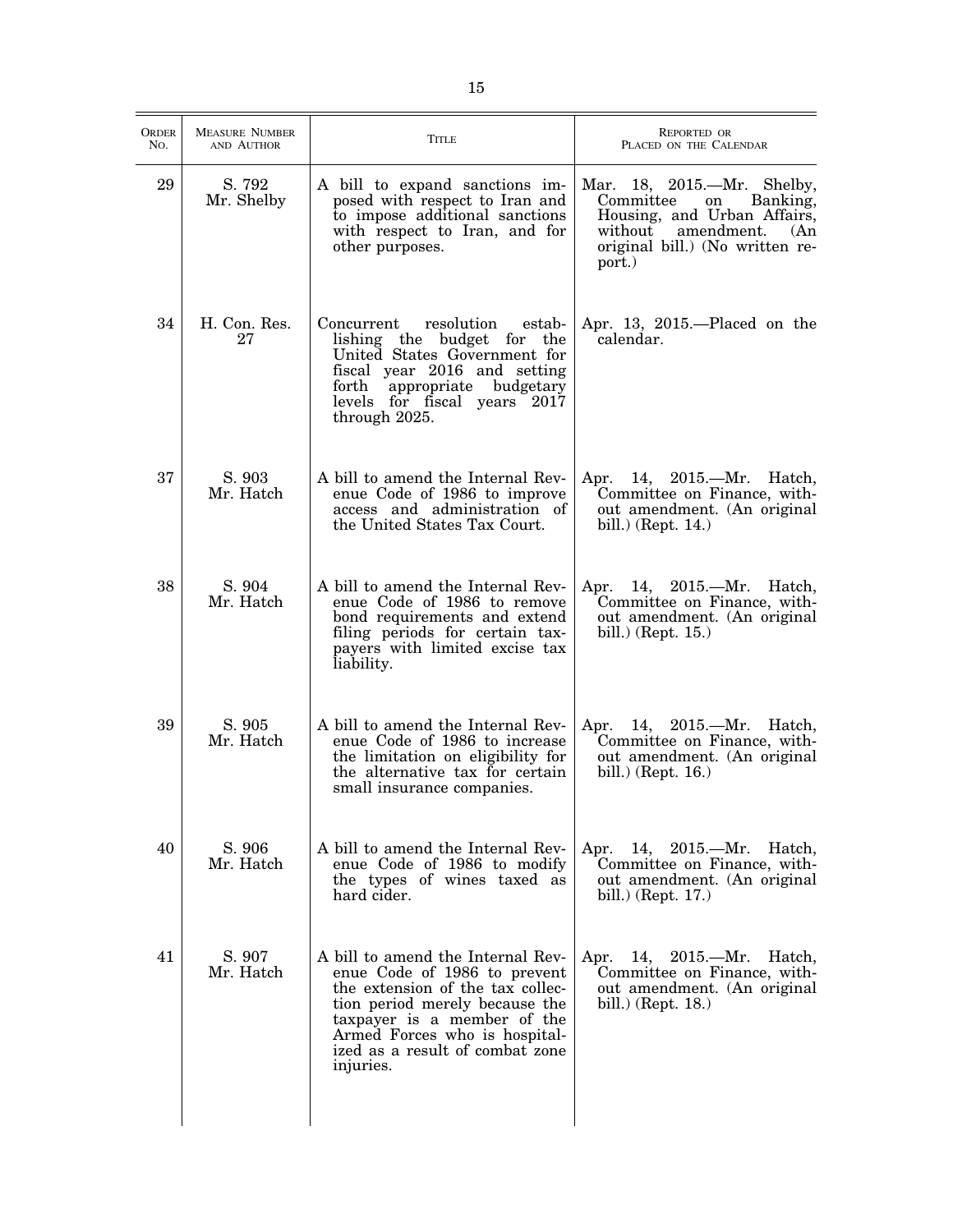| Order No. | Measure Number and Author | Title | Reported or Placed on the Calendar |
|---|---|---|---|
| 29 | S. 792 Mr. Shelby | A bill to expand sanctions imposed with respect to Iran and to impose additional sanctions with respect to Iran, and for other purposes. | Mar. 18, 2015.—Mr. Shelby, Committee on Banking, Housing, and Urban Affairs, without amendment. (An original bill.) (No written report.) |
| 34 | H. Con. Res. 27 | Concurrent resolution establishing the budget for the United States Government for fiscal year 2016 and setting forth appropriate budgetary levels for fiscal years 2017 through 2025. | Apr. 13, 2015.—Placed on the calendar. |
| 37 | S. 903 Mr. Hatch | A bill to amend the Internal Revenue Code of 1986 to improve access and administration of the United States Tax Court. | Apr. 14, 2015.—Mr. Hatch, Committee on Finance, without amendment. (An original bill.) (Rept. 14.) |
| 38 | S. 904 Mr. Hatch | A bill to amend the Internal Revenue Code of 1986 to remove bond requirements and extend filing periods for certain taxpayers with limited excise tax liability. | Apr. 14, 2015.—Mr. Hatch, Committee on Finance, without amendment. (An original bill.) (Rept. 15.) |
| 39 | S. 905 Mr. Hatch | A bill to amend the Internal Revenue Code of 1986 to increase the limitation on eligibility for the alternative tax for certain small insurance companies. | Apr. 14, 2015.—Mr. Hatch, Committee on Finance, without amendment. (An original bill.) (Rept. 16.) |
| 40 | S. 906 Mr. Hatch | A bill to amend the Internal Revenue Code of 1986 to modify the types of wines taxed as hard cider. | Apr. 14, 2015.—Mr. Hatch, Committee on Finance, without amendment. (An original bill.) (Rept. 17.) |
| 41 | S. 907 Mr. Hatch | A bill to amend the Internal Revenue Code of 1986 to prevent the extension of the tax collection period merely because the taxpayer is a member of the Armed Forces who is hospitalized as a result of combat zone injuries. | Apr. 14, 2015.—Mr. Hatch, Committee on Finance, without amendment. (An original bill.) (Rept. 18.) |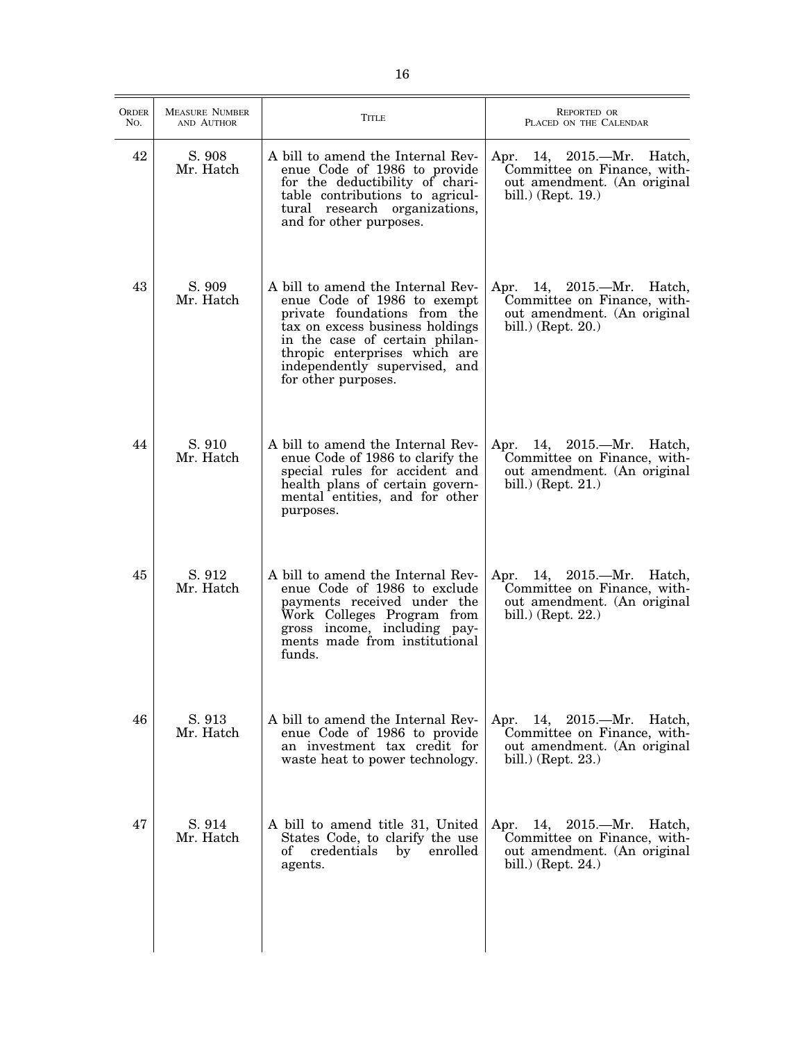| ORDER NO. | MEASURE NUMBER AND AUTHOR | TITLE | REPORTED OR PLACED ON THE CALENDAR |
|---|---|---|---|
| 42 | S. 908 Mr. Hatch | A bill to amend the Internal Revenue Code of 1986 to provide for the deductibility of charitable contributions to agricultural research organizations, and for other purposes. | Apr. 14, 2015.—Mr. Hatch, Committee on Finance, without amendment. (An original bill.) (Rept. 19.) |
| 43 | S. 909 Mr. Hatch | A bill to amend the Internal Revenue Code of 1986 to exempt private foundations from the tax on excess business holdings in the case of certain philanthropic enterprises which are independently supervised, and for other purposes. | Apr. 14, 2015.—Mr. Hatch, Committee on Finance, without amendment. (An original bill.) (Rept. 20.) |
| 44 | S. 910 Mr. Hatch | A bill to amend the Internal Revenue Code of 1986 to clarify the special rules for accident and health plans of certain governmental entities, and for other purposes. | Apr. 14, 2015.—Mr. Hatch, Committee on Finance, without amendment. (An original bill.) (Rept. 21.) |
| 45 | S. 912 Mr. Hatch | A bill to amend the Internal Revenue Code of 1986 to exclude payments received under the Work Colleges Program from gross income, including payments made from institutional funds. | Apr. 14, 2015.—Mr. Hatch, Committee on Finance, without amendment. (An original bill.) (Rept. 22.) |
| 46 | S. 913 Mr. Hatch | A bill to amend the Internal Revenue Code of 1986 to provide an investment tax credit for waste heat to power technology. | Apr. 14, 2015.—Mr. Hatch, Committee on Finance, without amendment. (An original bill.) (Rept. 23.) |
| 47 | S. 914 Mr. Hatch | A bill to amend title 31, United States Code, to clarify the use of credentials by enrolled agents. | Apr. 14, 2015.—Mr. Hatch, Committee on Finance, without amendment. (An original bill.) (Rept. 24.) |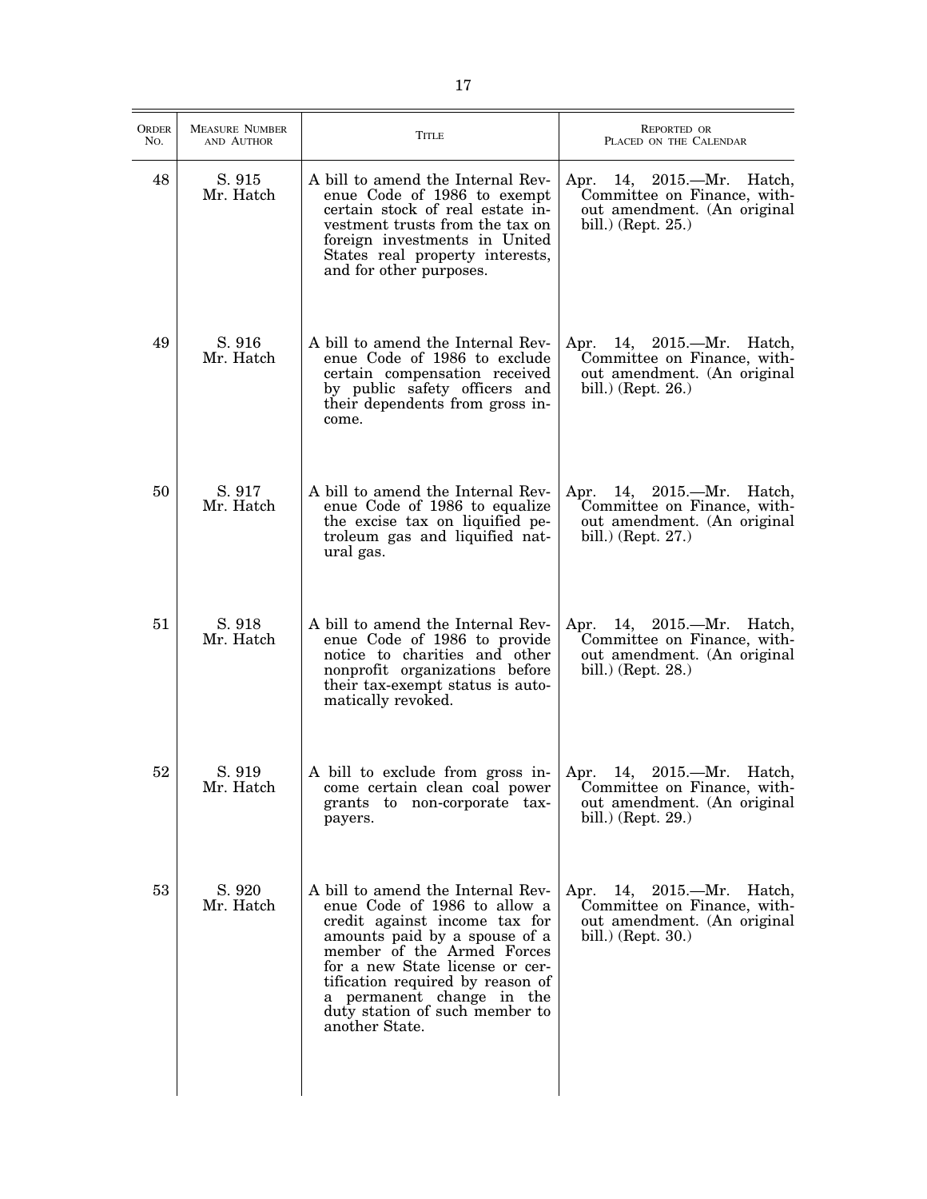| ORDER NO. | MEASURE NUMBER AND AUTHOR | TITLE | REPORTED OR PLACED ON THE CALENDAR |
|---|---|---|---|
| 48 | S. 915 Mr. Hatch | A bill to amend the Internal Revenue Code of 1986 to exempt certain stock of real estate investment trusts from the tax on foreign investments in United States real property interests, and for other purposes. | Apr. 14, 2015.—Mr. Hatch, Committee on Finance, without amendment. (An original bill.) (Rept. 25.) |
| 49 | S. 916 Mr. Hatch | A bill to amend the Internal Revenue Code of 1986 to exclude certain compensation received by public safety officers and their dependents from gross income. | Apr. 14, 2015.—Mr. Hatch, Committee on Finance, without amendment. (An original bill.) (Rept. 26.) |
| 50 | S. 917 Mr. Hatch | A bill to amend the Internal Revenue Code of 1986 to equalize the excise tax on liquified petroleum gas and liquified natural gas. | Apr. 14, 2015.—Mr. Hatch, Committee on Finance, without amendment. (An original bill.) (Rept. 27.) |
| 51 | S. 918 Mr. Hatch | A bill to amend the Internal Revenue Code of 1986 to provide notice to charities and other nonprofit organizations before their tax-exempt status is automatically revoked. | Apr. 14, 2015.—Mr. Hatch, Committee on Finance, without amendment. (An original bill.) (Rept. 28.) |
| 52 | S. 919 Mr. Hatch | A bill to exclude from gross income certain clean coal power grants to non-corporate taxpayers. | Apr. 14, 2015.—Mr. Hatch, Committee on Finance, without amendment. (An original bill.) (Rept. 29.) |
| 53 | S. 920 Mr. Hatch | A bill to amend the Internal Revenue Code of 1986 to allow a credit against income tax for amounts paid by a spouse of a member of the Armed Forces for a new State license or certification required by reason of a permanent change in the duty station of such member to another State. | Apr. 14, 2015.—Mr. Hatch, Committee on Finance, without amendment. (An original bill.) (Rept. 30.) |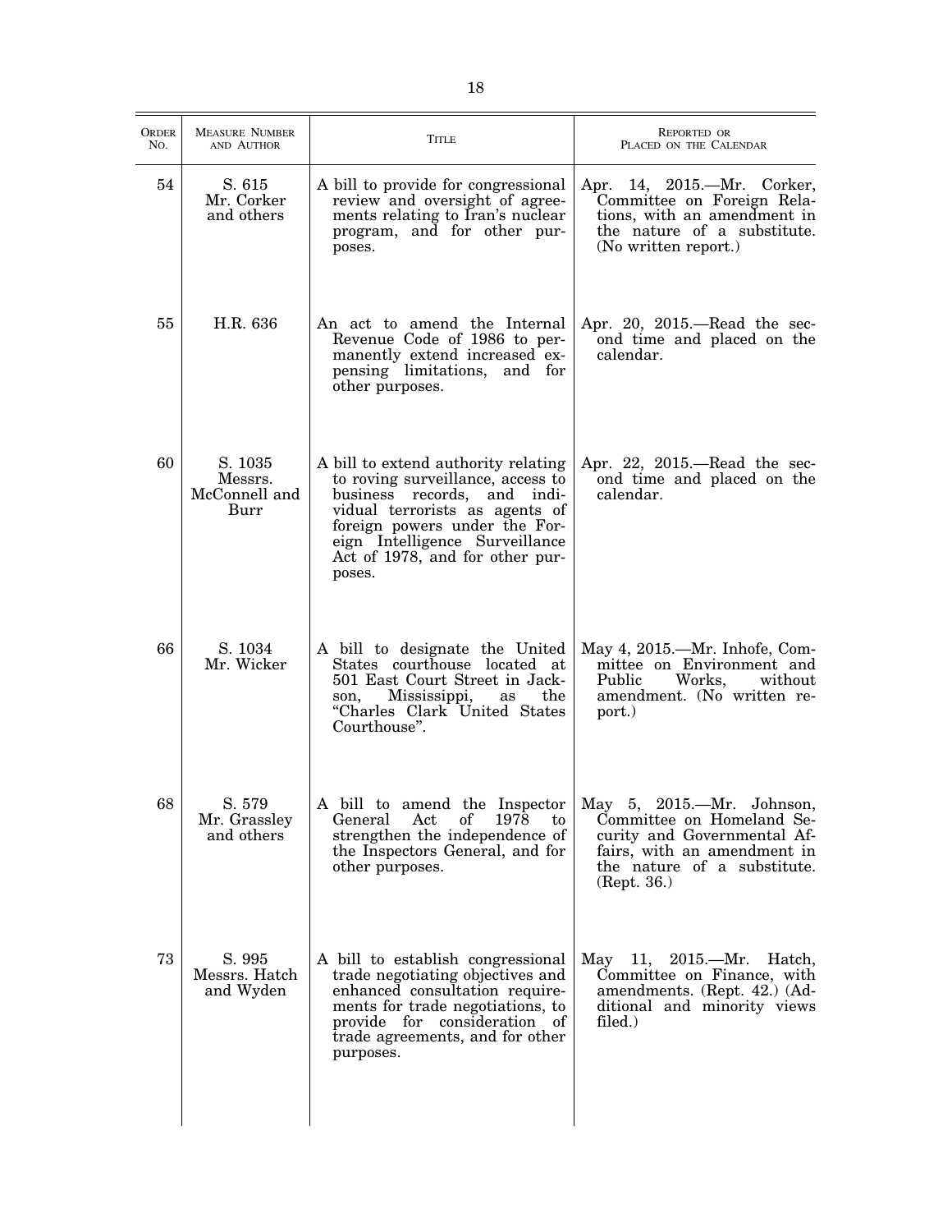| Order No. | Measure Number and Author | Title | Reported or Placed on the Calendar |
|---|---|---|---|
| 54 | S. 615 Mr. Corker and others | A bill to provide for congressional review and oversight of agreements relating to Iran's nuclear program, and for other purposes. | Apr. 14, 2015.—Mr. Corker, Committee on Foreign Relations, with an amendment in the nature of a substitute. (No written report.) |
| 55 | H.R. 636 | An act to amend the Internal Revenue Code of 1986 to permanently extend increased expensing limitations, and for other purposes. | Apr. 20, 2015.—Read the second time and placed on the calendar. |
| 60 | S. 1035 Messrs. McConnell and Burr | A bill to extend authority relating to roving surveillance, access to business records, and individual terrorists as agents of foreign powers under the Foreign Intelligence Surveillance Act of 1978, and for other purposes. | Apr. 22, 2015.—Read the second time and placed on the calendar. |
| 66 | S. 1034 Mr. Wicker | A bill to designate the United States courthouse located at 501 East Court Street in Jackson, Mississippi, as the "Charles Clark United States Courthouse". | May 4, 2015.—Mr. Inhofe, Committee on Environment and Public Works, without amendment. (No written report.) |
| 68 | S. 579 Mr. Grassley and others | A bill to amend the Inspector General Act of 1978 to strengthen the independence of the Inspectors General, and for other purposes. | May 5, 2015.—Mr. Johnson, Committee on Homeland Security and Governmental Affairs, with an amendment in the nature of a substitute. (Rept. 36.) |
| 73 | S. 995 Messrs. Hatch and Wyden | A bill to establish congressional trade negotiating objectives and enhanced consultation requirements for trade negotiations, to provide for consideration of trade agreements, and for other purposes. | May 11, 2015.—Mr. Hatch, Committee on Finance, with amendments. (Rept. 42.) (Additional and minority views filed.) |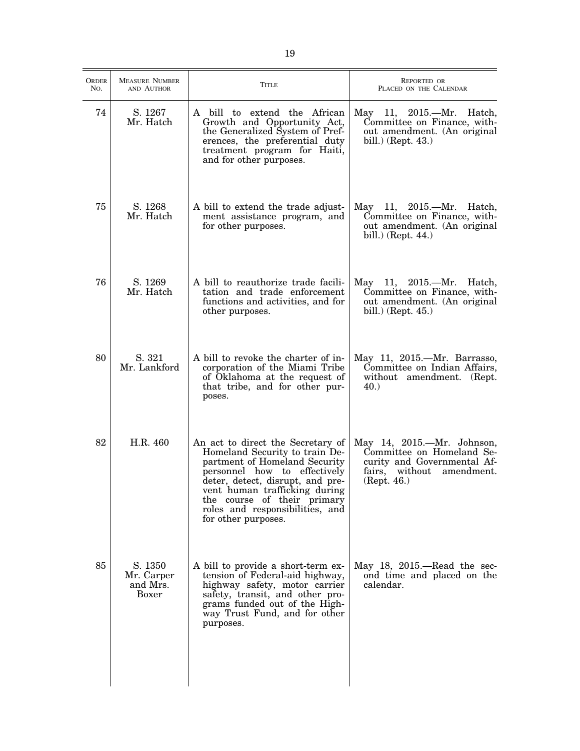| Order No. | Measure Number and Author | Title | Reported or Placed on the Calendar |
|---|---|---|---|
| 74 | S. 1267 Mr. Hatch | A bill to extend the African Growth and Opportunity Act, the Generalized System of Preferences, the preferential duty treatment program for Haiti, and for other purposes. | May 11, 2015.—Mr. Hatch, Committee on Finance, without amendment. (An original bill.) (Rept. 43.) |
| 75 | S. 1268 Mr. Hatch | A bill to extend the trade adjustment assistance program, and for other purposes. | May 11, 2015.—Mr. Hatch, Committee on Finance, without amendment. (An original bill.) (Rept. 44.) |
| 76 | S. 1269 Mr. Hatch | A bill to reauthorize trade facilitation and trade enforcement functions and activities, and for other purposes. | May 11, 2015.—Mr. Hatch, Committee on Finance, without amendment. (An original bill.) (Rept. 45.) |
| 80 | S. 321 Mr. Lankford | A bill to revoke the charter of incorporation of the Miami Tribe of Oklahoma at the request of that tribe, and for other purposes. | May 11, 2015.—Mr. Barrasso, Committee on Indian Affairs, without amendment. (Rept. 40.) |
| 82 | H.R. 460 | An act to direct the Secretary of Homeland Security to train Department of Homeland Security personnel how to effectively deter, detect, disrupt, and prevent human trafficking during the course of their primary roles and responsibilities, and for other purposes. | May 14, 2015.—Mr. Johnson, Committee on Homeland Security and Governmental Affairs, without amendment. (Rept. 46.) |
| 85 | S. 1350 Mr. Carper and Mrs. Boxer | A bill to provide a short-term extension of Federal-aid highway, highway safety, motor carrier safety, transit, and other programs funded out of the Highway Trust Fund, and for other purposes. | May 18, 2015.—Read the second time and placed on the calendar. |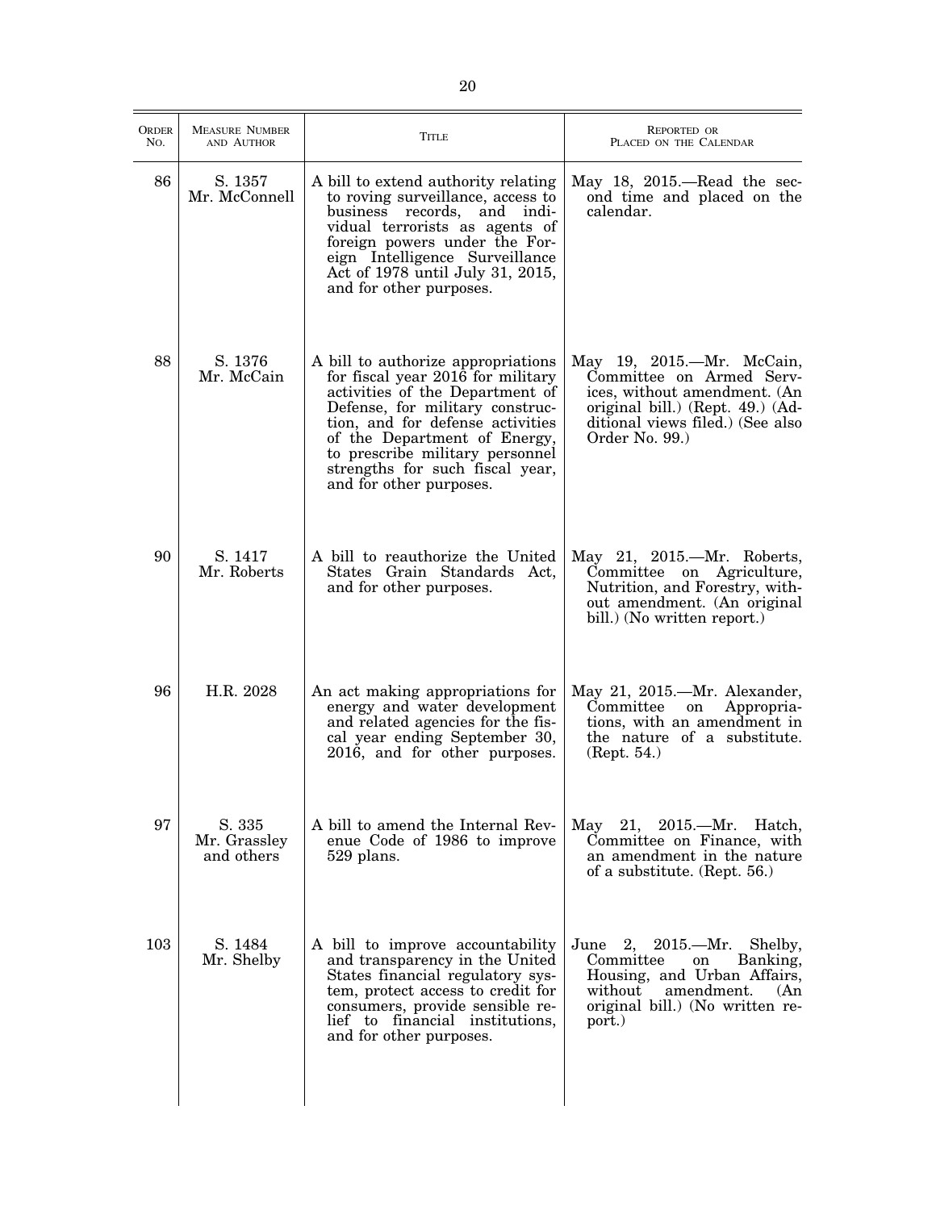| ORDER NO. | MEASURE NUMBER AND AUTHOR | TITLE | REPORTED OR PLACED ON THE CALENDAR |
|---|---|---|---|
| 86 | S. 1357 Mr. McConnell | A bill to extend authority relating to roving surveillance, access to business records, and individual terrorists as agents of foreign powers under the Foreign Intelligence Surveillance Act of 1978 until July 31, 2015, and for other purposes. | May 18, 2015.—Read the second time and placed on the calendar. |
| 88 | S. 1376 Mr. McCain | A bill to authorize appropriations for fiscal year 2016 for military activities of the Department of Defense, for military construction, and for defense activities of the Department of Energy, to prescribe military personnel strengths for such fiscal year, and for other purposes. | May 19, 2015.—Mr. McCain, Committee on Armed Services, without amendment. (An original bill.) (Rept. 49.) (Additional views filed.) (See also Order No. 99.) |
| 90 | S. 1417 Mr. Roberts | A bill to reauthorize the United States Grain Standards Act, and for other purposes. | May 21, 2015.—Mr. Roberts, Committee on Agriculture, Nutrition, and Forestry, without amendment. (An original bill.) (No written report.) |
| 96 | H.R. 2028 | An act making appropriations for energy and water development and related agencies for the fiscal year ending September 30, 2016, and for other purposes. | May 21, 2015.—Mr. Alexander, Committee on Appropriations, with an amendment in the nature of a substitute. (Rept. 54.) |
| 97 | S. 335 Mr. Grassley and others | A bill to amend the Internal Revenue Code of 1986 to improve 529 plans. | May 21, 2015.—Mr. Hatch, Committee on Finance, with an amendment in the nature of a substitute. (Rept. 56.) |
| 103 | S. 1484 Mr. Shelby | A bill to improve accountability and transparency in the United States financial regulatory system, protect access to credit for consumers, provide sensible relief to financial institutions, and for other purposes. | June 2, 2015.—Mr. Shelby, Committee on Banking, Housing, and Urban Affairs, without amendment. (An original bill.) (No written report.) |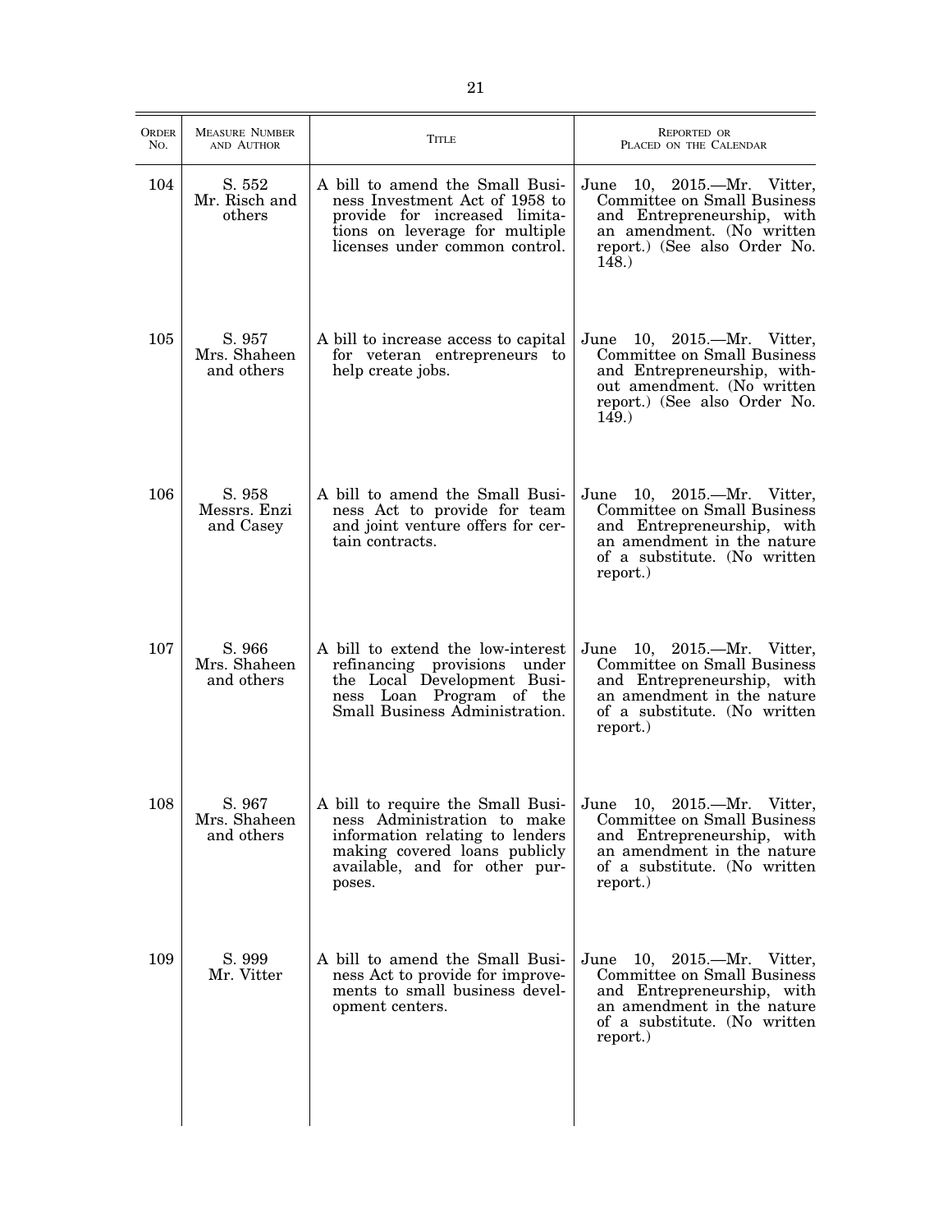| Order No. | Measure Number and Author | Title | Reported or Placed on the Calendar |
|---|---|---|---|
| 104 | S. 552 Mr. Risch and others | A bill to amend the Small Business Investment Act of 1958 to provide for increased limitations on leverage for multiple licenses under common control. | June 10, 2015.—Mr. Vitter, Committee on Small Business and Entrepreneurship, with an amendment. (No written report.) (See also Order No. 148.) |
| 105 | S. 957 Mrs. Shaheen and others | A bill to increase access to capital for veteran entrepreneurs to help create jobs. | June 10, 2015.—Mr. Vitter, Committee on Small Business and Entrepreneurship, without amendment. (No written report.) (See also Order No. 149.) |
| 106 | S. 958 Messrs. Enzi and Casey | A bill to amend the Small Business Act to provide for team and joint venture offers for certain contracts. | June 10, 2015.—Mr. Vitter, Committee on Small Business and Entrepreneurship, with an amendment in the nature of a substitute. (No written report.) |
| 107 | S. 966 Mrs. Shaheen and others | A bill to extend the low-interest refinancing provisions under the Local Development Business Loan Program of the Small Business Administration. | June 10, 2015.—Mr. Vitter, Committee on Small Business and Entrepreneurship, with an amendment in the nature of a substitute. (No written report.) |
| 108 | S. 967 Mrs. Shaheen and others | A bill to require the Small Business Administration to make information relating to lenders making covered loans publicly available, and for other purposes. | June 10, 2015.—Mr. Vitter, Committee on Small Business and Entrepreneurship, with an amendment in the nature of a substitute. (No written report.) |
| 109 | S. 999 Mr. Vitter | A bill to amend the Small Business Act to provide for improvements to small business development centers. | June 10, 2015.—Mr. Vitter, Committee on Small Business and Entrepreneurship, with an amendment in the nature of a substitute. (No written report.) |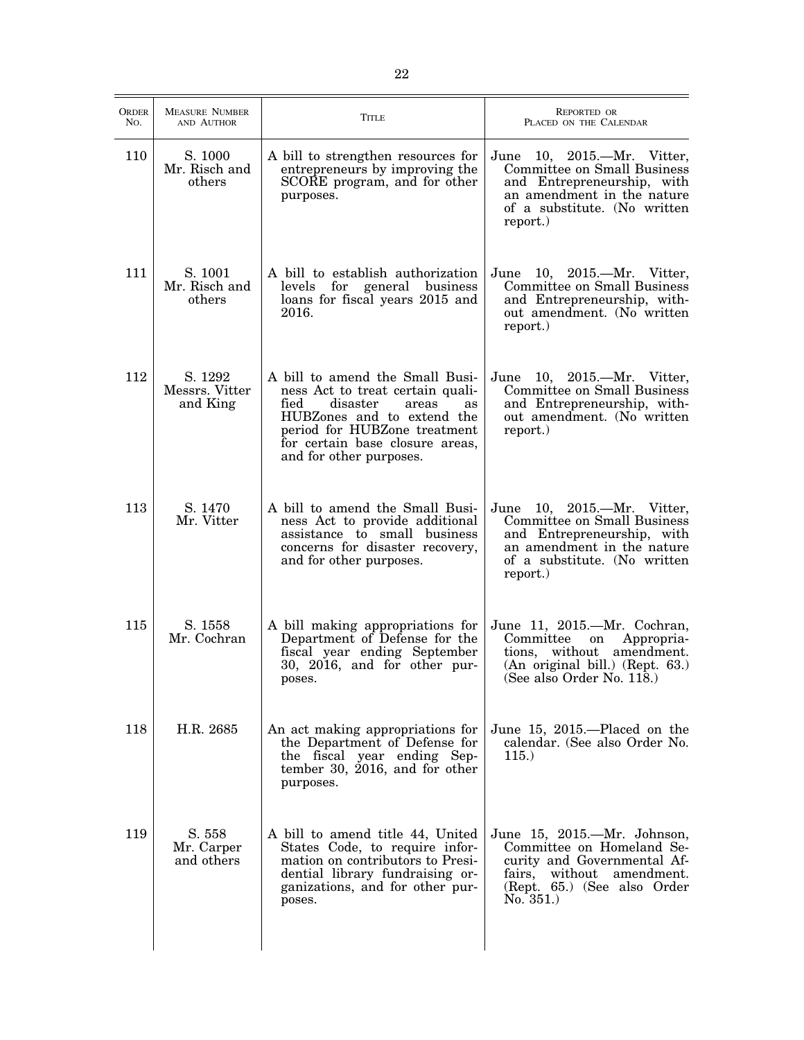| Order No. | Measure Number and Author | Title | Reported or Placed on the Calendar |
| --- | --- | --- | --- |
| 110 | S. 1000 Mr. Risch and others | A bill to strengthen resources for entrepreneurs by improving the SCORE program, and for other purposes. | June 10, 2015.—Mr. Vitter, Committee on Small Business and Entrepreneurship, with an amendment in the nature of a substitute. (No written report.) |
| 111 | S. 1001 Mr. Risch and others | A bill to establish authorization levels for general business loans for fiscal years 2015 and 2016. | June 10, 2015.—Mr. Vitter, Committee on Small Business and Entrepreneurship, without amendment. (No written report.) |
| 112 | S. 1292 Messrs. Vitter and King | A bill to amend the Small Business Act to treat certain qualified disaster areas as HUBZones and to extend the period for HUBZone treatment for certain base closure areas, and for other purposes. | June 10, 2015.—Mr. Vitter, Committee on Small Business and Entrepreneurship, without amendment. (No written report.) |
| 113 | S. 1470 Mr. Vitter | A bill to amend the Small Business Act to provide additional assistance to small business concerns for disaster recovery, and for other purposes. | June 10, 2015.—Mr. Vitter, Committee on Small Business and Entrepreneurship, with an amendment in the nature of a substitute. (No written report.) |
| 115 | S. 1558 Mr. Cochran | A bill making appropriations for Department of Defense for the fiscal year ending September 30, 2016, and for other purposes. | June 11, 2015.—Mr. Cochran, Committee on Appropriations, without amendment. (An original bill.) (Rept. 63.) (See also Order No. 118.) |
| 118 | H.R. 2685 | An act making appropriations for the Department of Defense for the fiscal year ending September 30, 2016, and for other purposes. | June 15, 2015.—Placed on the calendar. (See also Order No. 115.) |
| 119 | S. 558 Mr. Carper and others | A bill to amend title 44, United States Code, to require information on contributors to Presidential library fundraising organizations, and for other purposes. | June 15, 2015.—Mr. Johnson, Committee on Homeland Security and Governmental Affairs, without amendment. (Rept. 65.) (See also Order No. 351.) |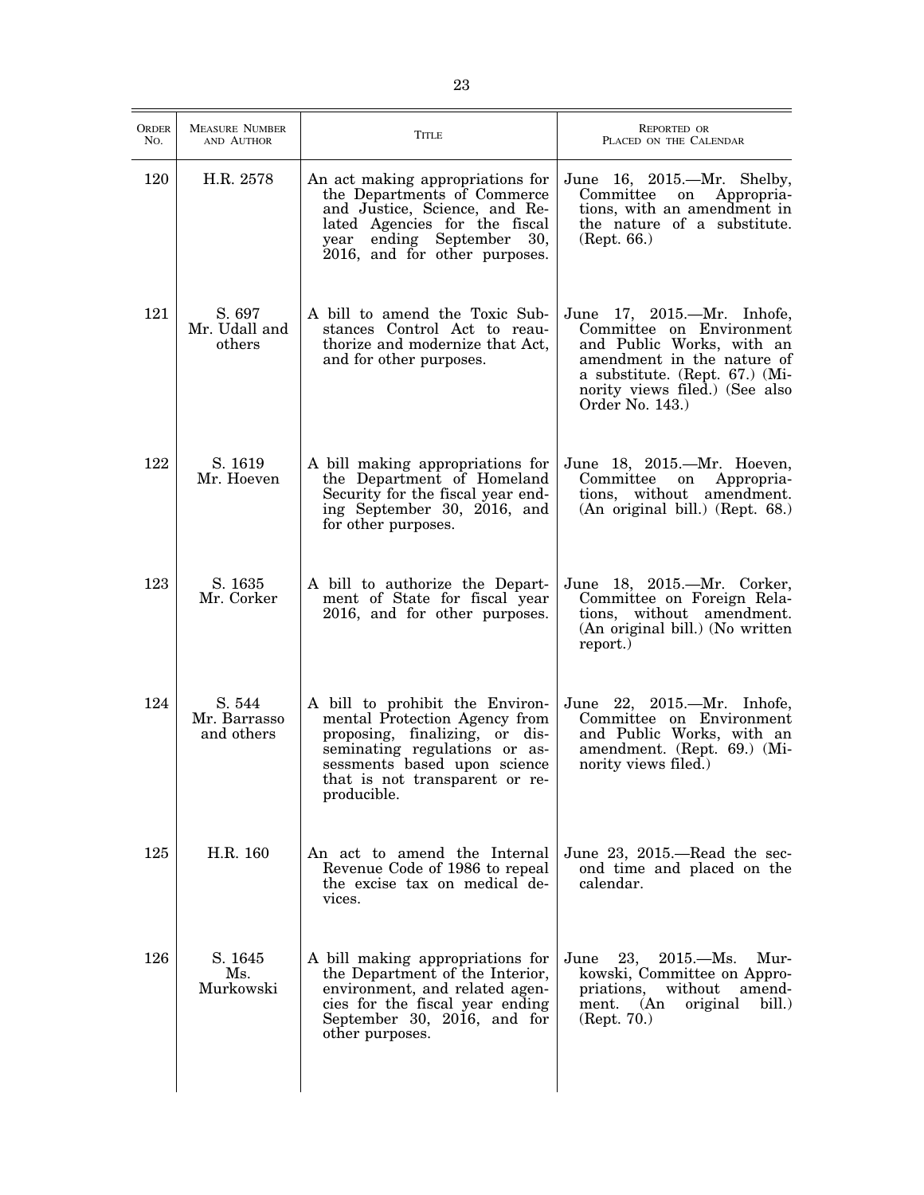| Order No. | Measure Number and Author | Title | Reported or Placed on the Calendar |
|---|---|---|---|
| 120 | H.R. 2578 | An act making appropriations for the Departments of Commerce and Justice, Science, and Related Agencies for the fiscal year ending September 30, 2016, and for other purposes. | June 16, 2015.—Mr. Shelby, Committee on Appropriations, with an amendment in the nature of a substitute. (Rept. 66.) |
| 121 | S. 697 Mr. Udall and others | A bill to amend the Toxic Substances Control Act to reauthorize and modernize that Act, and for other purposes. | June 17, 2015.—Mr. Inhofe, Committee on Environment and Public Works, with an amendment in the nature of a substitute. (Rept. 67.) (Minority views filed.) (See also Order No. 143.) |
| 122 | S. 1619 Mr. Hoeven | A bill making appropriations for the Department of Homeland Security for the fiscal year ending September 30, 2016, and for other purposes. | June 18, 2015.—Mr. Hoeven, Committee on Appropriations, without amendment. (An original bill.) (Rept. 68.) |
| 123 | S. 1635 Mr. Corker | A bill to authorize the Department of State for fiscal year 2016, and for other purposes. | June 18, 2015.—Mr. Corker, Committee on Foreign Relations, without amendment. (An original bill.) (No written report.) |
| 124 | S. 544 Mr. Barrasso and others | A bill to prohibit the Environmental Protection Agency from proposing, finalizing, or disseminating regulations or assessments based upon science that is not transparent or reproducible. | June 22, 2015.—Mr. Inhofe, Committee on Environment and Public Works, with an amendment. (Rept. 69.) (Minority views filed.) |
| 125 | H.R. 160 | An act to amend the Internal Revenue Code of 1986 to repeal the excise tax on medical devices. | June 23, 2015.—Read the second time and placed on the calendar. |
| 126 | S. 1645 Ms. Murkowski | A bill making appropriations for the Department of the Interior, environment, and related agencies for the fiscal year ending September 30, 2016, and for other purposes. | June 23, 2015.—Ms. Murkowski, Committee on Appropriations, without amendment. (An original bill.) (Rept. 70.) |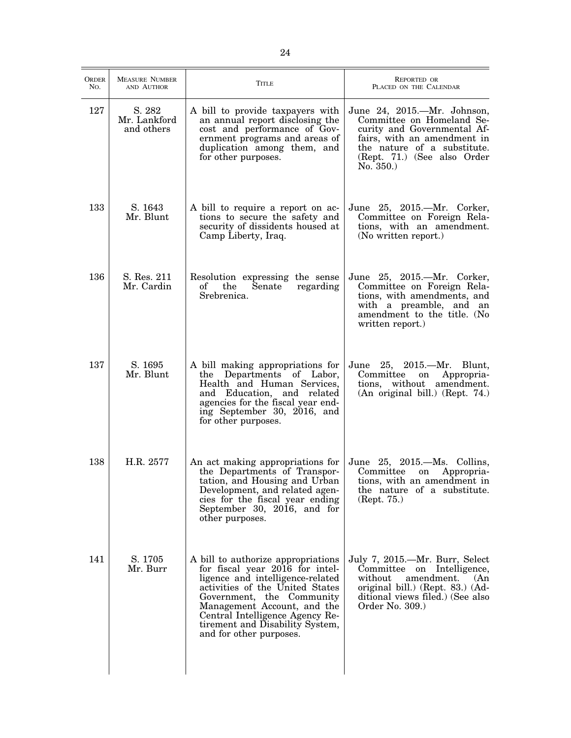| ORDER NO. | MEASURE NUMBER AND AUTHOR | TITLE | REPORTED OR PLACED ON THE CALENDAR |
|---|---|---|---|
| 127 | S. 282 Mr. Lankford and others | A bill to provide taxpayers with an annual report disclosing the cost and performance of Government programs and areas of duplication among them, and for other purposes. | June 24, 2015.—Mr. Johnson, Committee on Homeland Security and Governmental Affairs, with an amendment in the nature of a substitute. (Rept. 71.) (See also Order No. 350.) |
| 133 | S. 1643 Mr. Blunt | A bill to require a report on actions to secure the safety and security of dissidents housed at Camp Liberty, Iraq. | June 25, 2015.—Mr. Corker, Committee on Foreign Relations, with an amendment. (No written report.) |
| 136 | S. Res. 211 Mr. Cardin | Resolution expressing the sense of the Senate regarding Srebrenica. | June 25, 2015.—Mr. Corker, Committee on Foreign Relations, with amendments, and with a preamble, and an amendment to the title. (No written report.) |
| 137 | S. 1695 Mr. Blunt | A bill making appropriations for the Departments of Labor, Health and Human Services, and Education, and related agencies for the fiscal year ending September 30, 2016, and for other purposes. | June 25, 2015.—Mr. Blunt, Committee on Appropriations, without amendment. (An original bill.) (Rept. 74.) |
| 138 | H.R. 2577 | An act making appropriations for the Departments of Transportation, and Housing and Urban Development, and related agencies for the fiscal year ending September 30, 2016, and for other purposes. | June 25, 2015.—Ms. Collins, Committee on Appropriations, with an amendment in the nature of a substitute. (Rept. 75.) |
| 141 | S. 1705 Mr. Burr | A bill to authorize appropriations for fiscal year 2016 for intelligence and intelligence-related activities of the United States Government, the Community Management Account, and the Central Intelligence Agency Retirement and Disability System, and for other purposes. | July 7, 2015.—Mr. Burr, Select Committee on Intelligence, without amendment. (An original bill.) (Rept. 83.) (Additional views filed.) (See also Order No. 309.) |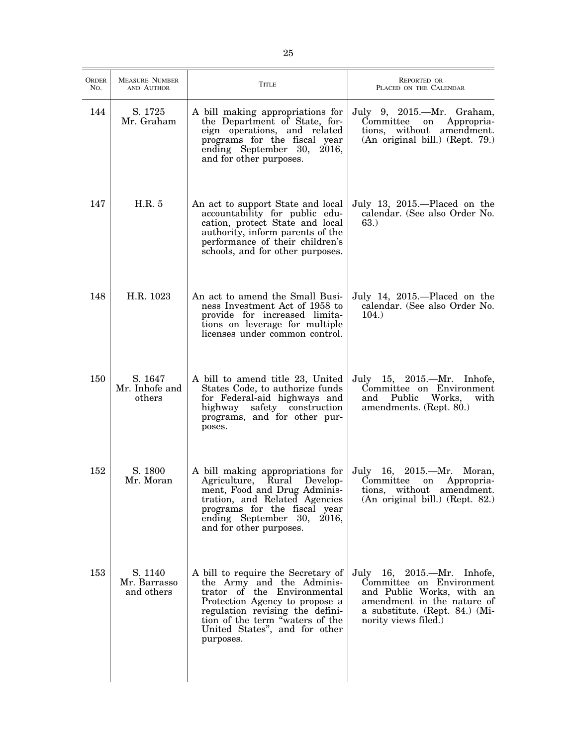| Order No. | Measure Number and Author | Title | Reported or Placed on the Calendar |
|---|---|---|---|
| 144 | S. 1725 Mr. Graham | A bill making appropriations for the Department of State, foreign operations, and related programs for the fiscal year ending September 30, 2016, and for other purposes. | July 9, 2015.—Mr. Graham, Committee on Appropriations, without amendment. (An original bill.) (Rept. 79.) |
| 147 | H.R. 5 | An act to support State and local accountability for public education, protect State and local authority, inform parents of the performance of their children's schools, and for other purposes. | July 13, 2015.—Placed on the calendar. (See also Order No. 63.) |
| 148 | H.R. 1023 | An act to amend the Small Business Investment Act of 1958 to provide for increased limitations on leverage for multiple licenses under common control. | July 14, 2015.—Placed on the calendar. (See also Order No. 104.) |
| 150 | S. 1647 Mr. Inhofe and others | A bill to amend title 23, United States Code, to authorize funds for Federal-aid highways and highway safety construction programs, and for other purposes. | July 15, 2015.—Mr. Inhofe, Committee on Environment and Public Works, with amendments. (Rept. 80.) |
| 152 | S. 1800 Mr. Moran | A bill making appropriations for Agriculture, Rural Development, Food and Drug Administration, and Related Agencies programs for the fiscal year ending September 30, 2016, and for other purposes. | July 16, 2015.—Mr. Moran, Committee on Appropriations, without amendment. (An original bill.) (Rept. 82.) |
| 153 | S. 1140 Mr. Barrasso and others | A bill to require the Secretary of the Army and the Administrator of the Environmental Protection Agency to propose a regulation revising the definition of the term "waters of the United States", and for other purposes. | July 16, 2015.—Mr. Inhofe, Committee on Environment and Public Works, with an amendment in the nature of a substitute. (Rept. 84.) (Minority views filed.) |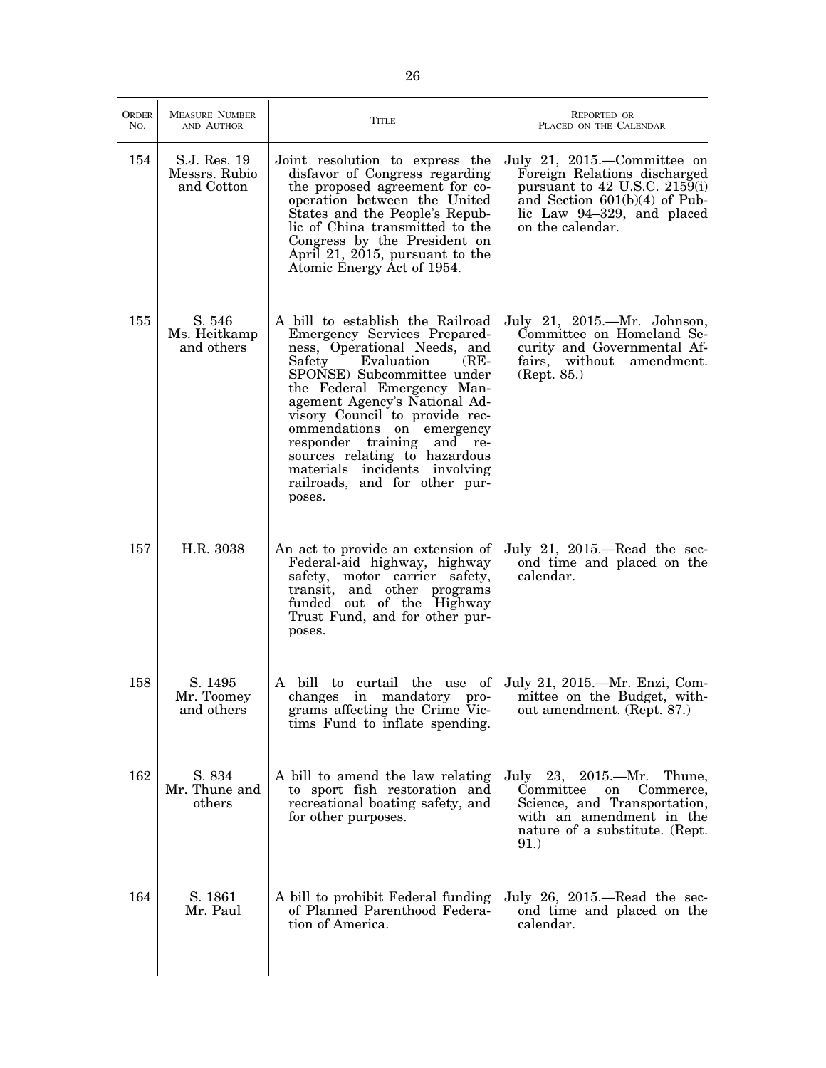| ORDER No. | MEASURE NUMBER AND AUTHOR | TITLE | REPORTED OR PLACED ON THE CALENDAR |
|---|---|---|---|
| 154 | S.J. Res. 19 Messrs. Rubio and Cotton | Joint resolution to express the disfavor of Congress regarding the proposed agreement for cooperation between the United States and the People's Republic of China transmitted to the Congress by the President on April 21, 2015, pursuant to the Atomic Energy Act of 1954. | July 21, 2015.—Committee on Foreign Relations discharged pursuant to 42 U.S.C. 2159(i) and Section 601(b)(4) of Public Law 94–329, and placed on the calendar. |
| 155 | S. 546 Ms. Heitkamp and others | A bill to establish the Railroad Emergency Services Preparedness, Operational Needs, and Safety Evaluation (RESPONSE) Subcommittee under the Federal Emergency Management Agency's National Advisory Council to provide recommendations on emergency responder training and resources relating to hazardous materials incidents involving railroads, and for other purposes. | July 21, 2015.—Mr. Johnson, Committee on Homeland Security and Governmental Affairs, without amendment. (Rept. 85.) |
| 157 | H.R. 3038 | An act to provide an extension of Federal-aid highway, highway safety, motor carrier safety, transit, and other programs funded out of the Highway Trust Fund, and for other purposes. | July 21, 2015.—Read the second time and placed on the calendar. |
| 158 | S. 1495 Mr. Toomey and others | A bill to curtail the use of changes in mandatory programs affecting the Crime Victims Fund to inflate spending. | July 21, 2015.—Mr. Enzi, Committee on the Budget, without amendment. (Rept. 87.) |
| 162 | S. 834 Mr. Thune and others | A bill to amend the law relating to sport fish restoration and recreational boating safety, and for other purposes. | July 23, 2015.—Mr. Thune, Committee on Commerce, Science, and Transportation, with an amendment in the nature of a substitute. (Rept. 91.) |
| 164 | S. 1861 Mr. Paul | A bill to prohibit Federal funding of Planned Parenthood Federation of America. | July 26, 2015.—Read the second time and placed on the calendar. |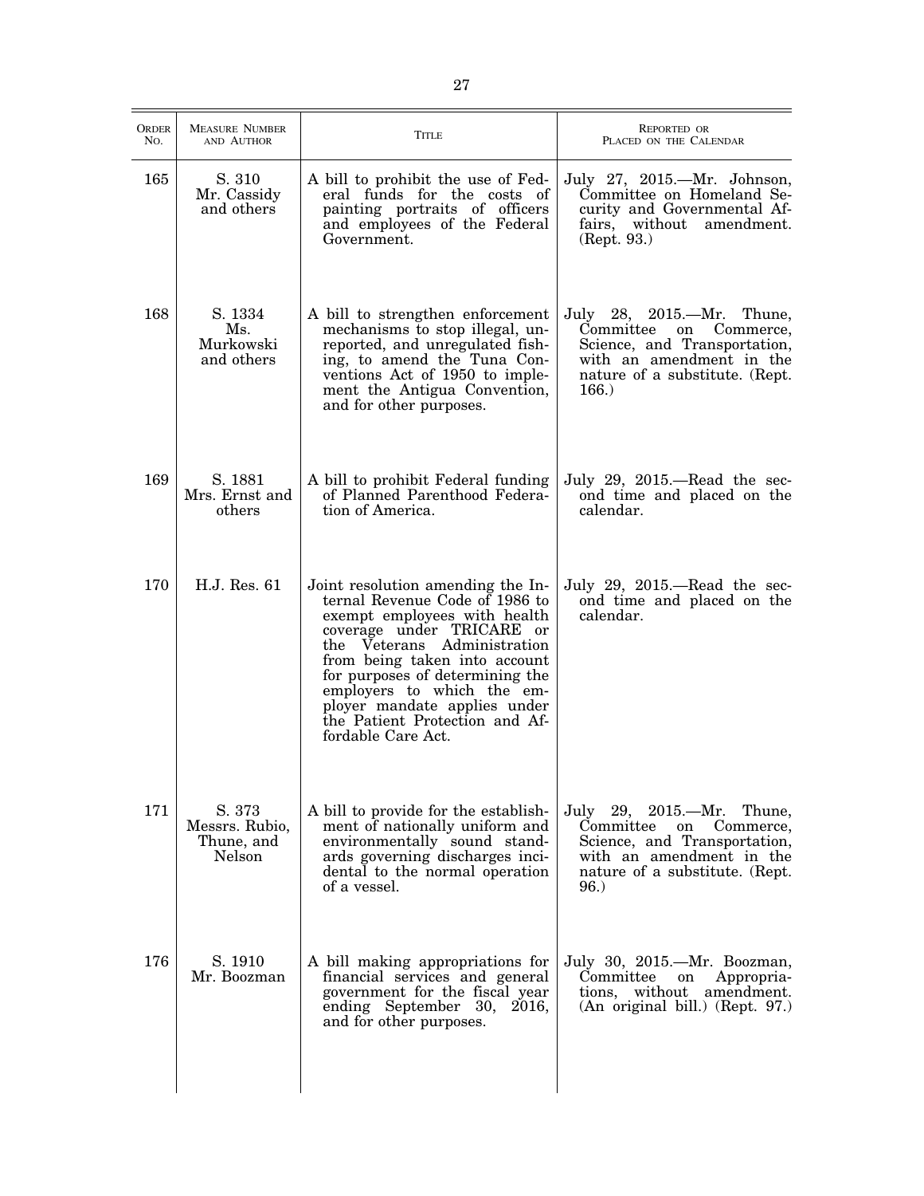| ORDER NO. | MEASURE NUMBER AND AUTHOR | TITLE | REPORTED OR PLACED ON THE CALENDAR |
|---|---|---|---|
| 165 | S. 310 Mr. Cassidy and others | A bill to prohibit the use of Federal funds for the costs of painting portraits of officers and employees of the Federal Government. | July 27, 2015.—Mr. Johnson, Committee on Homeland Security and Governmental Affairs, without amendment. (Rept. 93.) |
| 168 | S. 1334 Ms. Murkowski and others | A bill to strengthen enforcement mechanisms to stop illegal, unreported, and unregulated fishing, to amend the Tuna Conventions Act of 1950 to implement the Antigua Convention, and for other purposes. | July 28, 2015.—Mr. Thune, Committee on Commerce, Science, and Transportation, with an amendment in the nature of a substitute. (Rept. 166.) |
| 169 | S. 1881 Mrs. Ernst and others | A bill to prohibit Federal funding of Planned Parenthood Federation of America. | July 29, 2015.—Read the second time and placed on the calendar. |
| 170 | H.J. Res. 61 | Joint resolution amending the Internal Revenue Code of 1986 to exempt employees with health coverage under TRICARE or the Veterans Administration from being taken into account for purposes of determining the employers to which the employer mandate applies under the Patient Protection and Affordable Care Act. | July 29, 2015.—Read the second time and placed on the calendar. |
| 171 | S. 373 Messrs. Rubio, Thune, and Nelson | A bill to provide for the establishment of nationally uniform and environmentally sound standards governing discharges incidental to the normal operation of a vessel. | July 29, 2015.—Mr. Thune, Committee on Commerce, Science, and Transportation, with an amendment in the nature of a substitute. (Rept. 96.) |
| 176 | S. 1910 Mr. Boozman | A bill making appropriations for financial services and general government for the fiscal year ending September 30, 2016, and for other purposes. | July 30, 2015.—Mr. Boozman, Committee on Appropriations, without amendment. (An original bill.) (Rept. 97.) |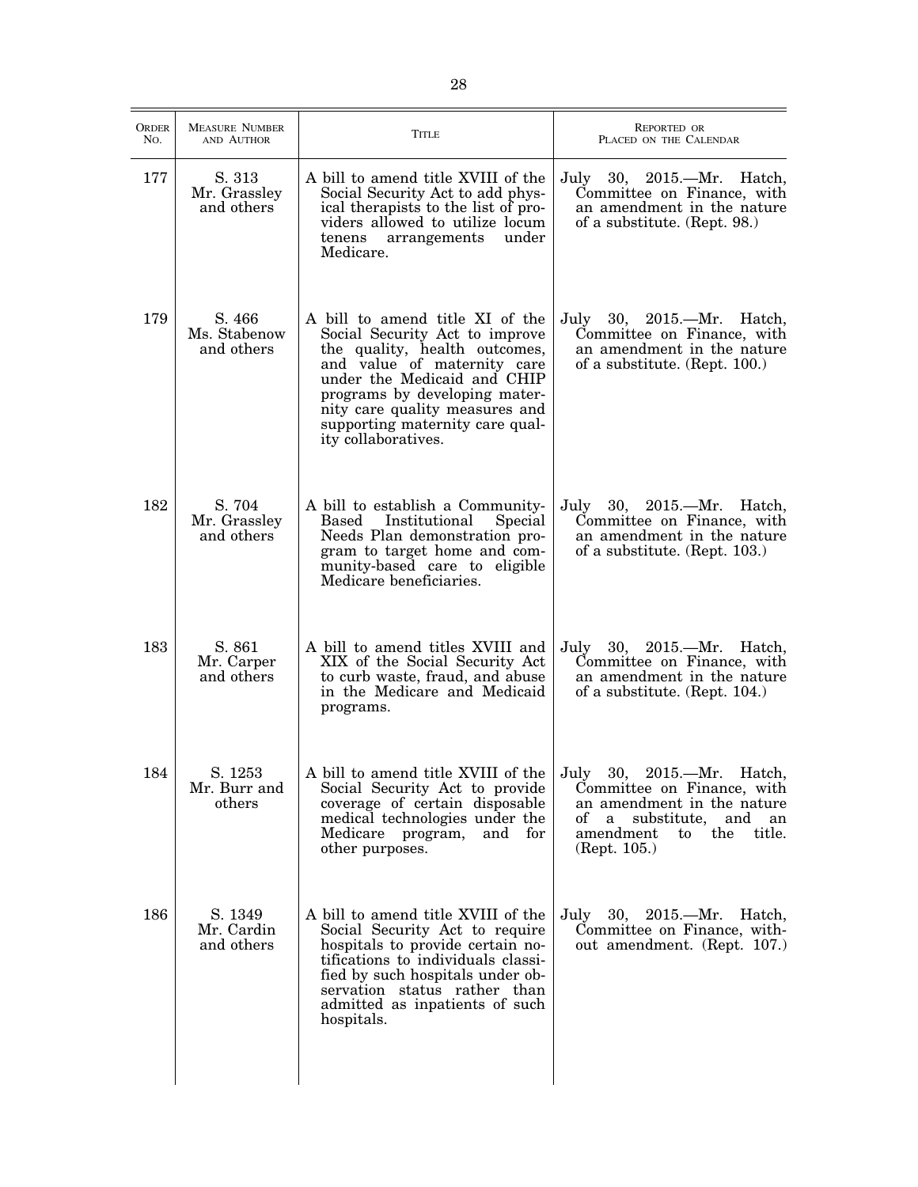| ORDER NO. | MEASURE NUMBER AND AUTHOR | TITLE | REPORTED OR PLACED ON THE CALENDAR |
|---|---|---|---|
| 177 | S. 313 Mr. Grassley and others | A bill to amend title XVIII of the Social Security Act to add physical therapists to the list of providers allowed to utilize locum tenens arrangements under Medicare. | July 30, 2015.—Mr. Hatch, Committee on Finance, with an amendment in the nature of a substitute. (Rept. 98.) |
| 179 | S. 466 Ms. Stabenow and others | A bill to amend title XI of the Social Security Act to improve the quality, health outcomes, and value of maternity care under the Medicaid and CHIP programs by developing maternity care quality measures and supporting maternity care quality collaboratives. | July 30, 2015.—Mr. Hatch, Committee on Finance, with an amendment in the nature of a substitute. (Rept. 100.) |
| 182 | S. 704 Mr. Grassley and others | A bill to establish a Community-Based Institutional Special Needs Plan demonstration program to target home and community-based care to eligible Medicare beneficiaries. | July 30, 2015.—Mr. Hatch, Committee on Finance, with an amendment in the nature of a substitute. (Rept. 103.) |
| 183 | S. 861 Mr. Carper and others | A bill to amend titles XVIII and XIX of the Social Security Act to curb waste, fraud, and abuse in the Medicare and Medicaid programs. | July 30, 2015.—Mr. Hatch, Committee on Finance, with an amendment in the nature of a substitute. (Rept. 104.) |
| 184 | S. 1253 Mr. Burr and others | A bill to amend title XVIII of the Social Security Act to provide coverage of certain disposable medical technologies under the Medicare program, and for other purposes. | July 30, 2015.—Mr. Hatch, Committee on Finance, with an amendment in the nature of a substitute, and an amendment to the title. (Rept. 105.) |
| 186 | S. 1349 Mr. Cardin and others | A bill to amend title XVIII of the Social Security Act to require hospitals to provide certain notifications to individuals classified by such hospitals under observation status rather than admitted as inpatients of such hospitals. | July 30, 2015.—Mr. Hatch, Committee on Finance, without amendment. (Rept. 107.) |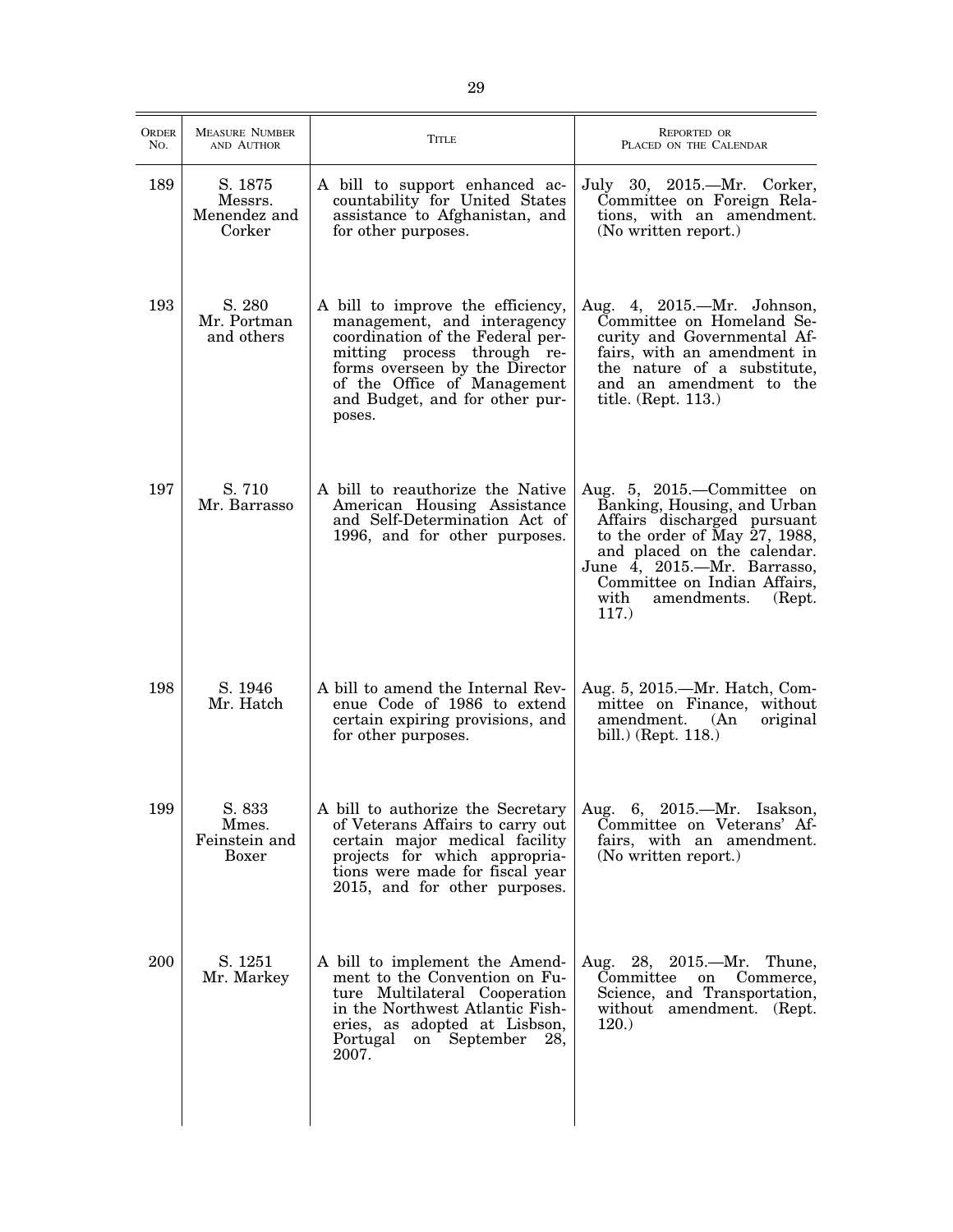| ORDER NO. | MEASURE NUMBER AND AUTHOR | TITLE | REPORTED OR PLACED ON THE CALENDAR |
|---|---|---|---|
| 189 | S. 1875 Messrs. Menendez and Corker | A bill to support enhanced accountability for United States assistance to Afghanistan, and for other purposes. | July 30, 2015.—Mr. Corker, Committee on Foreign Relations, with an amendment. (No written report.) |
| 193 | S. 280 Mr. Portman and others | A bill to improve the efficiency, management, and interagency coordination of the Federal permitting process through reforms overseen by the Director of the Office of Management and Budget, and for other purposes. | Aug. 4, 2015.—Mr. Johnson, Committee on Homeland Security and Governmental Affairs, with an amendment in the nature of a substitute, and an amendment to the title. (Rept. 113.) |
| 197 | S. 710 Mr. Barrasso | A bill to reauthorize the Native American Housing Assistance and Self-Determination Act of 1996, and for other purposes. | Aug. 5, 2015.—Committee on Banking, Housing, and Urban Affairs discharged pursuant to the order of May 27, 1988, and placed on the calendar. June 4, 2015.—Mr. Barrasso, Committee on Indian Affairs, with amendments. (Rept. 117.) |
| 198 | S. 1946 Mr. Hatch | A bill to amend the Internal Revenue Code of 1986 to extend certain expiring provisions, and for other purposes. | Aug. 5, 2015.—Mr. Hatch, Committee on Finance, without amendment. (An original bill.) (Rept. 118.) |
| 199 | S. 833 Mmes. Feinstein and Boxer | A bill to authorize the Secretary of Veterans Affairs to carry out certain major medical facility projects for which appropriations were made for fiscal year 2015, and for other purposes. | Aug. 6, 2015.—Mr. Isakson, Committee on Veterans' Affairs, with an amendment. (No written report.) |
| 200 | S. 1251 Mr. Markey | A bill to implement the Amendment to the Convention on Future Multilateral Cooperation in the Northwest Atlantic Fisheries, as adopted at Lisbson, Portugal on September 28, 2007. | Aug. 28, 2015.—Mr. Thune, Committee on Commerce, Science, and Transportation, without amendment. (Rept. 120.) |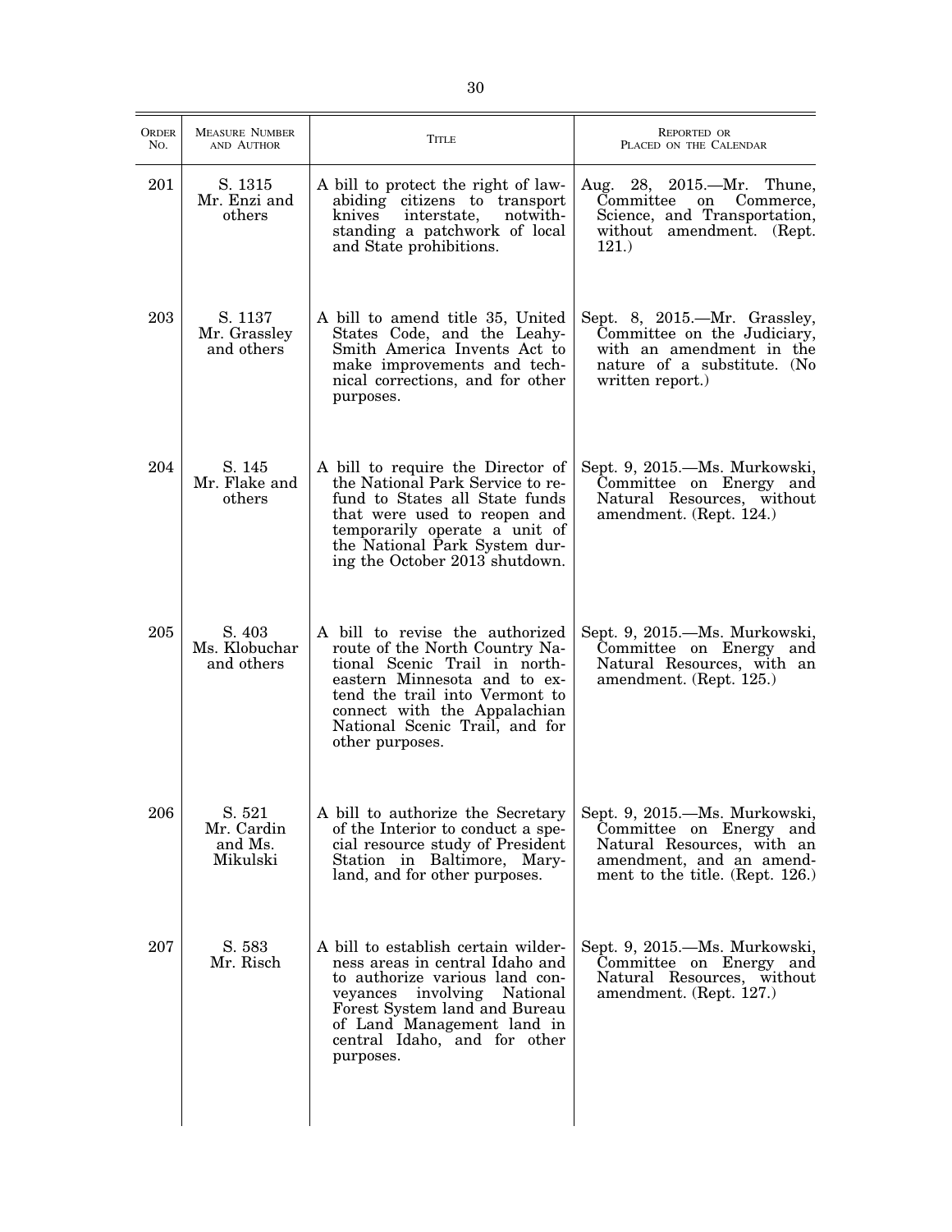| ORDER NO. | MEASURE NUMBER AND AUTHOR | TITLE | REPORTED OR PLACED ON THE CALENDAR |
|---|---|---|---|
| 201 | S. 1315 Mr. Enzi and others | A bill to protect the right of law-abiding citizens to transport knives interstate, notwithstanding a patchwork of local and State prohibitions. | Aug. 28, 2015.—Mr. Thune, Committee on Commerce, Science, and Transportation, without amendment. (Rept. 121.) |
| 203 | S. 1137 Mr. Grassley and others | A bill to amend title 35, United States Code, and the Leahy-Smith America Invents Act to make improvements and technical corrections, and for other purposes. | Sept. 8, 2015.—Mr. Grassley, Committee on the Judiciary, with an amendment in the nature of a substitute. (No written report.) |
| 204 | S. 145 Mr. Flake and others | A bill to require the Director of the National Park Service to refund to States all State funds that were used to reopen and temporarily operate a unit of the National Park System during the October 2013 shutdown. | Sept. 9, 2015.—Ms. Murkowski, Committee on Energy and Natural Resources, without amendment. (Rept. 124.) |
| 205 | S. 403 Ms. Klobuchar and others | A bill to revise the authorized route of the North Country National Scenic Trail in northeastern Minnesota and to extend the trail into Vermont to connect with the Appalachian National Scenic Trail, and for other purposes. | Sept. 9, 2015.—Ms. Murkowski, Committee on Energy and Natural Resources, with an amendment. (Rept. 125.) |
| 206 | S. 521 Mr. Cardin and Ms. Mikulski | A bill to authorize the Secretary of the Interior to conduct a special resource study of President Station in Baltimore, Maryland, and for other purposes. | Sept. 9, 2015.—Ms. Murkowski, Committee on Energy and Natural Resources, with an amendment, and an amendment to the title. (Rept. 126.) |
| 207 | S. 583 Mr. Risch | A bill to establish certain wilderness areas in central Idaho and to authorize various land conveyances involving National Forest System land and Bureau of Land Management land in central Idaho, and for other purposes. | Sept. 9, 2015.—Ms. Murkowski, Committee on Energy and Natural Resources, without amendment. (Rept. 127.) |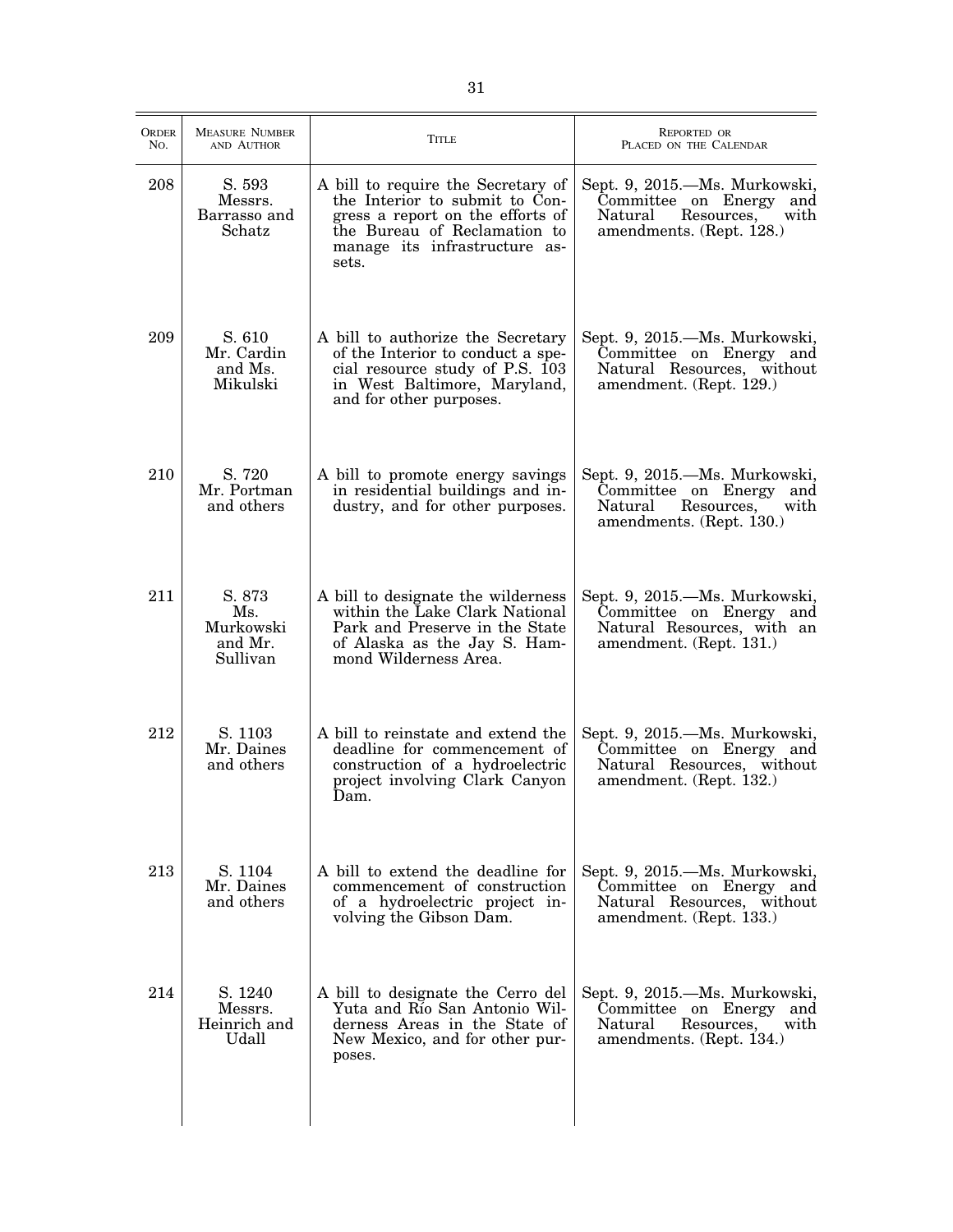| Order No. | Measure Number and Author | Title | Reported or Placed on the Calendar |
|---|---|---|---|
| 208 | S. 593 Messrs. Barrasso and Schatz | A bill to require the Secretary of the Interior to submit to Congress a report on the efforts of the Bureau of Reclamation to manage its infrastructure assets. | Sept. 9, 2015.—Ms. Murkowski, Committee on Energy and Natural Resources, with amendments. (Rept. 128.) |
| 209 | S. 610 Mr. Cardin and Ms. Mikulski | A bill to authorize the Secretary of the Interior to conduct a special resource study of P.S. 103 in West Baltimore, Maryland, and for other purposes. | Sept. 9, 2015.—Ms. Murkowski, Committee on Energy and Natural Resources, without amendment. (Rept. 129.) |
| 210 | S. 720 Mr. Portman and others | A bill to promote energy savings in residential buildings and industry, and for other purposes. | Sept. 9, 2015.—Ms. Murkowski, Committee on Energy and Natural Resources, with amendments. (Rept. 130.) |
| 211 | S. 873 Ms. Murkowski and Mr. Sullivan | A bill to designate the wilderness within the Lake Clark National Park and Preserve in the State of Alaska as the Jay S. Hammond Wilderness Area. | Sept. 9, 2015.—Ms. Murkowski, Committee on Energy and Natural Resources, with an amendment. (Rept. 131.) |
| 212 | S. 1103 Mr. Daines and others | A bill to reinstate and extend the deadline for commencement of construction of a hydroelectric project involving Clark Canyon Dam. | Sept. 9, 2015.—Ms. Murkowski, Committee on Energy and Natural Resources, without amendment. (Rept. 132.) |
| 213 | S. 1104 Mr. Daines and others | A bill to extend the deadline for commencement of construction of a hydroelectric project involving the Gibson Dam. | Sept. 9, 2015.—Ms. Murkowski, Committee on Energy and Natural Resources, without amendment. (Rept. 133.) |
| 214 | S. 1240 Messrs. Heinrich and Udall | A bill to designate the Cerro del Yuta and Río San Antonio Wilderness Areas in the State of New Mexico, and for other purposes. | Sept. 9, 2015.—Ms. Murkowski, Committee on Energy and Natural Resources, with amendments. (Rept. 134.) |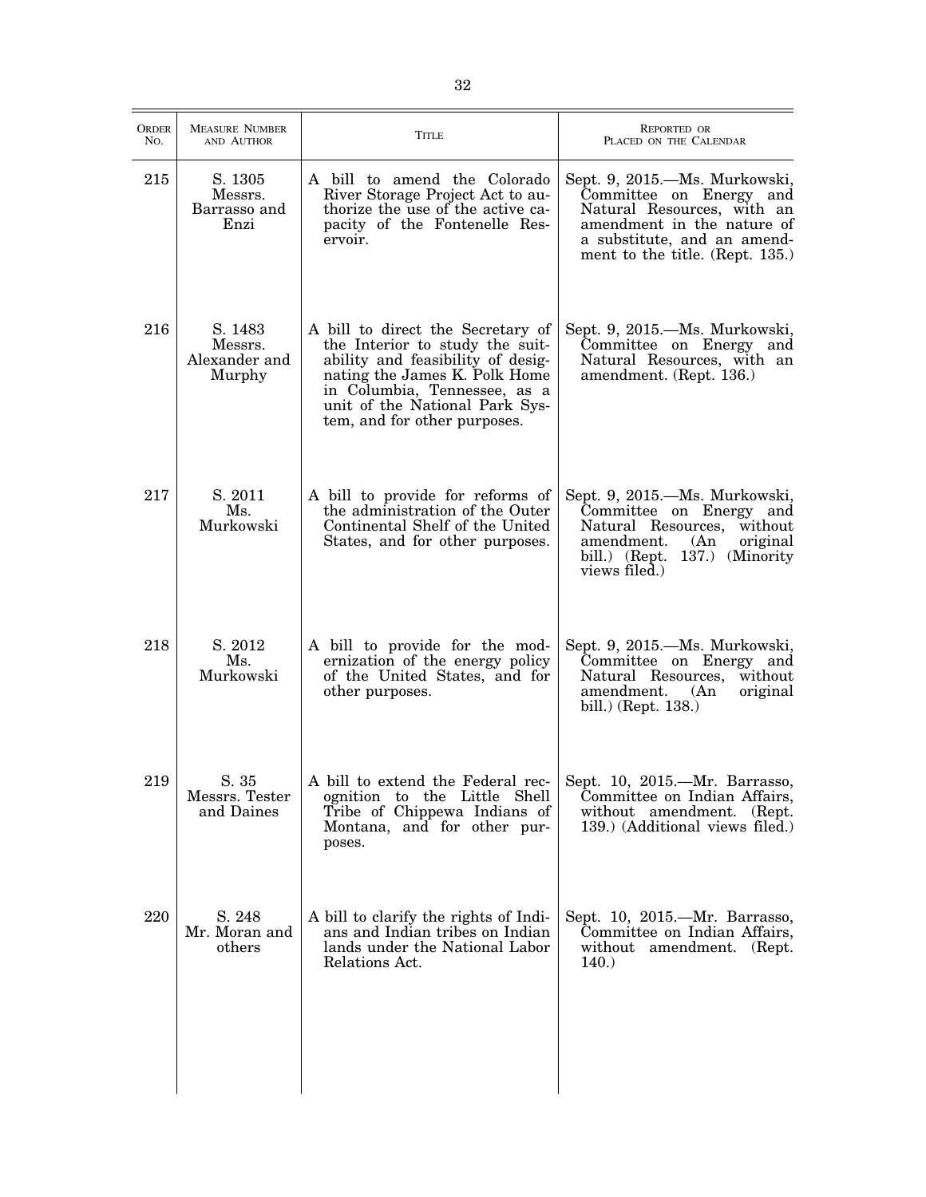| ORDER NO. | MEASURE NUMBER AND AUTHOR | TITLE | REPORTED OR PLACED ON THE CALENDAR |
|---|---|---|---|
| 215 | S. 1305 Messrs. Barrasso and Enzi | A bill to amend the Colorado River Storage Project Act to authorize the use of the active capacity of the Fontenelle Reservoir. | Sept. 9, 2015.—Ms. Murkowski, Committee on Energy and Natural Resources, with an amendment in the nature of a substitute, and an amendment to the title. (Rept. 135.) |
| 216 | S. 1483 Messrs. Alexander and Murphy | A bill to direct the Secretary of the Interior to study the suitability and feasibility of designating the James K. Polk Home in Columbia, Tennessee, as a unit of the National Park System, and for other purposes. | Sept. 9, 2015.—Ms. Murkowski, Committee on Energy and Natural Resources, with an amendment. (Rept. 136.) |
| 217 | S. 2011 Ms. Murkowski | A bill to provide for reforms of the administration of the Outer Continental Shelf of the United States, and for other purposes. | Sept. 9, 2015.—Ms. Murkowski, Committee on Energy and Natural Resources, without amendment. (An original bill.) (Rept. 137.) (Minority views filed.) |
| 218 | S. 2012 Ms. Murkowski | A bill to provide for the modernization of the energy policy of the United States, and for other purposes. | Sept. 9, 2015.—Ms. Murkowski, Committee on Energy and Natural Resources, without amendment. (An original bill.) (Rept. 138.) |
| 219 | S. 35 Messrs. Tester and Daines | A bill to extend the Federal recognition to the Little Shell Tribe of Chippewa Indians of Montana, and for other purposes. | Sept. 10, 2015.—Mr. Barrasso, Committee on Indian Affairs, without amendment. (Rept. 139.) (Additional views filed.) |
| 220 | S. 248 Mr. Moran and others | A bill to clarify the rights of Indians and Indian tribes on Indian lands under the National Labor Relations Act. | Sept. 10, 2015.—Mr. Barrasso, Committee on Indian Affairs, without amendment. (Rept. 140.) |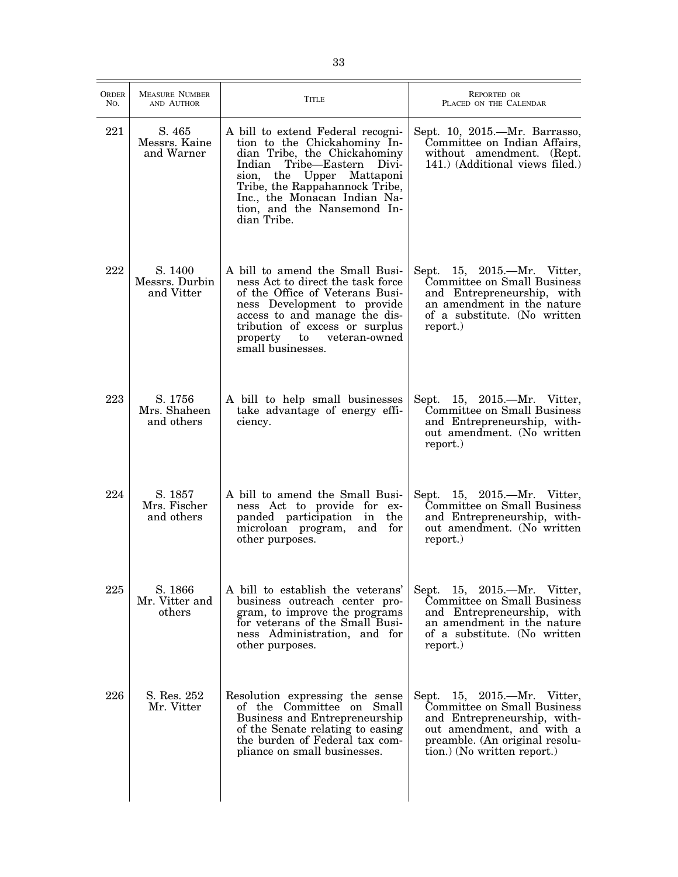| Order No. | Measure Number and Author | Title | Reported or Placed on the Calendar |
|---|---|---|---|
| 221 | S. 465 Messrs. Kaine and Warner | A bill to extend Federal recognition to the Chickahominy Indian Tribe, the Chickahominy Indian Tribe—Eastern Division, the Upper Mattaponi Tribe, the Rappahannock Tribe, Inc., the Monacan Indian Nation, and the Nansemond Indian Tribe. | Sept. 10, 2015.—Mr. Barrasso, Committee on Indian Affairs, without amendment. (Rept. 141.) (Additional views filed.) |
| 222 | S. 1400 Messrs. Durbin and Vitter | A bill to amend the Small Business Act to direct the task force of the Office of Veterans Business Development to provide access to and manage the distribution of excess or surplus property to veteran-owned small businesses. | Sept. 15, 2015.—Mr. Vitter, Committee on Small Business and Entrepreneurship, with an amendment in the nature of a substitute. (No written report.) |
| 223 | S. 1756 Mrs. Shaheen and others | A bill to help small businesses take advantage of energy efficiency. | Sept. 15, 2015.—Mr. Vitter, Committee on Small Business and Entrepreneurship, without amendment. (No written report.) |
| 224 | S. 1857 Mrs. Fischer and others | A bill to amend the Small Business Act to provide for expanded participation in the microloan program, and for other purposes. | Sept. 15, 2015.—Mr. Vitter, Committee on Small Business and Entrepreneurship, without amendment. (No written report.) |
| 225 | S. 1866 Mr. Vitter and others | A bill to establish the veterans' business outreach center program, to improve the programs for veterans of the Small Business Administration, and for other purposes. | Sept. 15, 2015.—Mr. Vitter, Committee on Small Business and Entrepreneurship, with an amendment in the nature of a substitute. (No written report.) |
| 226 | S. Res. 252 Mr. Vitter | Resolution expressing the sense of the Committee on Small Business and Entrepreneurship of the Senate relating to easing the burden of Federal tax compliance on small businesses. | Sept. 15, 2015.—Mr. Vitter, Committee on Small Business and Entrepreneurship, without amendment, and with a preamble. (An original resolution.) (No written report.) |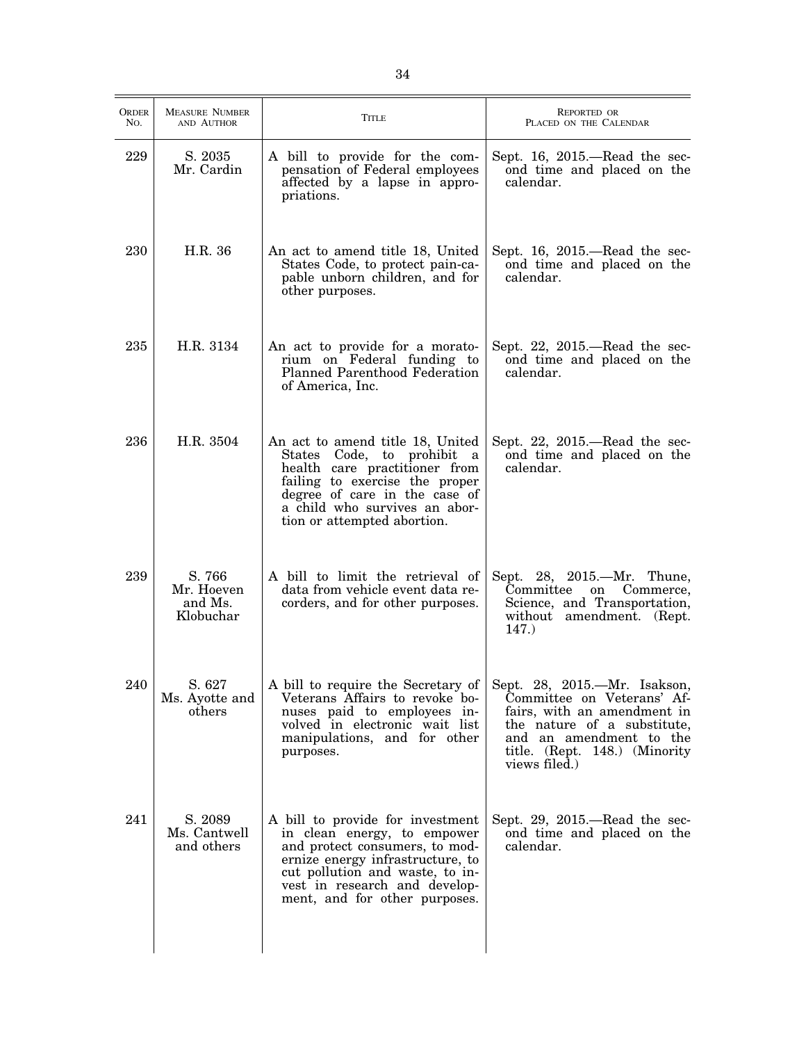| Order No. | Measure Number and Author | Title | Reported or Placed on the Calendar |
|---|---|---|---|
| 229 | S. 2035 Mr. Cardin | A bill to provide for the compensation of Federal employees affected by a lapse in appropriations. | Sept. 16, 2015.—Read the second time and placed on the calendar. |
| 230 | H.R. 36 | An act to amend title 18, United States Code, to protect pain-capable unborn children, and for other purposes. | Sept. 16, 2015.—Read the second time and placed on the calendar. |
| 235 | H.R. 3134 | An act to provide for a moratorium on Federal funding to Planned Parenthood Federation of America, Inc. | Sept. 22, 2015.—Read the second time and placed on the calendar. |
| 236 | H.R. 3504 | An act to amend title 18, United States Code, to prohibit a health care practitioner from failing to exercise the proper degree of care in the case of a child who survives an abortion or attempted abortion. | Sept. 22, 2015.—Read the second time and placed on the calendar. |
| 239 | S. 766 Mr. Hoeven and Ms. Klobuchar | A bill to limit the retrieval of data from vehicle event data recorders, and for other purposes. | Sept. 28, 2015.—Mr. Thune, Committee on Commerce, Science, and Transportation, without amendment. (Rept. 147.) |
| 240 | S. 627 Ms. Ayotte and others | A bill to require the Secretary of Veterans Affairs to revoke bonuses paid to employees involved in electronic wait list manipulations, and for other purposes. | Sept. 28, 2015.—Mr. Isakson, Committee on Veterans' Affairs, with an amendment in the nature of a substitute, and an amendment to the title. (Rept. 148.) (Minority views filed.) |
| 241 | S. 2089 Ms. Cantwell and others | A bill to provide for investment in clean energy, to empower and protect consumers, to modernize energy infrastructure, to cut pollution and waste, to invest in research and development, and for other purposes. | Sept. 29, 2015.—Read the second time and placed on the calendar. |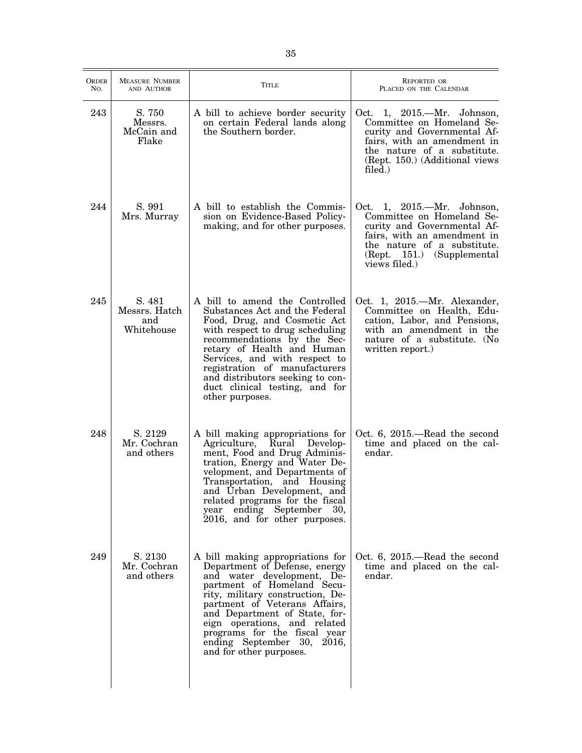| Order No. | Measure Number and Author | Title | Reported or Placed on the Calendar |
|---|---|---|---|
| 243 | S. 750 Messrs. McCain and Flake | A bill to achieve border security on certain Federal lands along the Southern border. | Oct. 1, 2015.—Mr. Johnson, Committee on Homeland Security and Governmental Affairs, with an amendment in the nature of a substitute. (Rept. 150.) (Additional views filed.) |
| 244 | S. 991 Mrs. Murray | A bill to establish the Commission on Evidence-Based Policymaking, and for other purposes. | Oct. 1, 2015.—Mr. Johnson, Committee on Homeland Security and Governmental Affairs, with an amendment in the nature of a substitute. (Rept. 151.) (Supplemental views filed.) |
| 245 | S. 481 Messrs. Hatch and Whitehouse | A bill to amend the Controlled Substances Act and the Federal Food, Drug, and Cosmetic Act with respect to drug scheduling recommendations by the Secretary of Health and Human Services, and with respect to registration of manufacturers and distributors seeking to conduct clinical testing, and for other purposes. | Oct. 1, 2015.—Mr. Alexander, Committee on Health, Education, Labor, and Pensions, with an amendment in the nature of a substitute. (No written report.) |
| 248 | S. 2129 Mr. Cochran and others | A bill making appropriations for Agriculture, Rural Development, Food and Drug Administration, Energy and Water Development, and Departments of Transportation, and Housing and Urban Development, and related programs for the fiscal year ending September 30, 2016, and for other purposes. | Oct. 6, 2015.—Read the second time and placed on the calendar. |
| 249 | S. 2130 Mr. Cochran and others | A bill making appropriations for Department of Defense, energy and water development, Department of Homeland Security, military construction, Department of Veterans Affairs, and Department of State, foreign operations, and related programs for the fiscal year ending September 30, 2016, and for other purposes. | Oct. 6, 2015.—Read the second time and placed on the calendar. |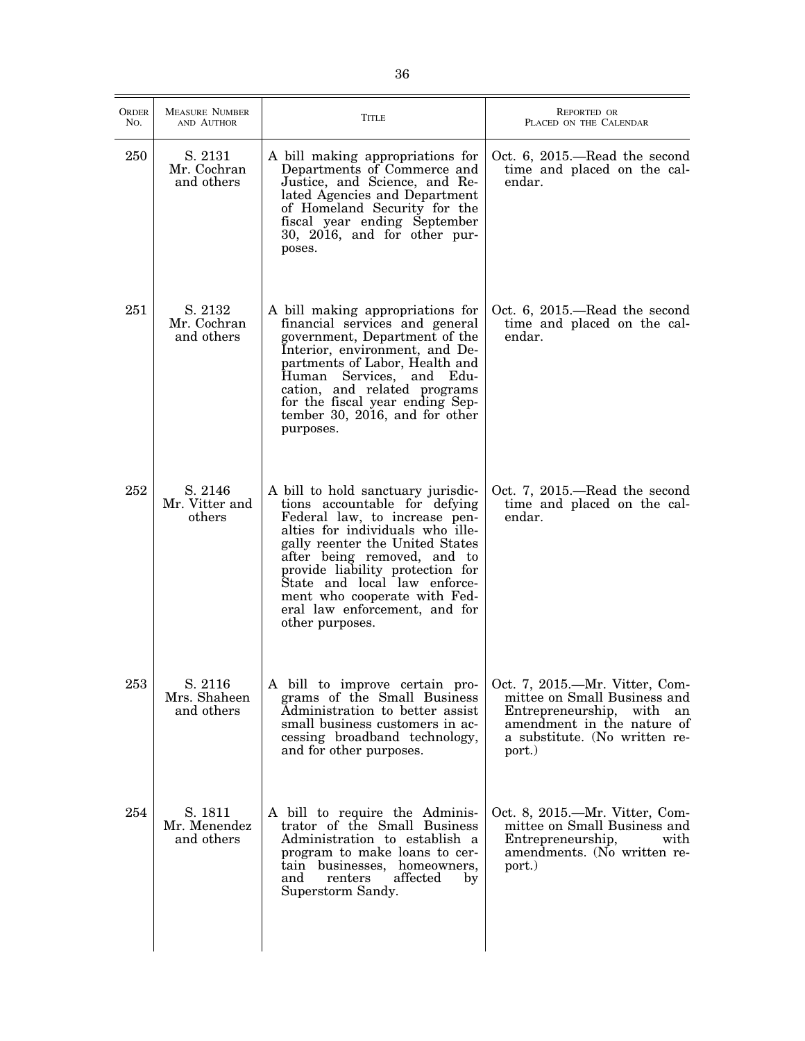| Order No. | Measure Number and Author | Title | Reported or Placed on the Calendar |
|---|---|---|---|
| 250 | S. 2131 Mr. Cochran and others | A bill making appropriations for Departments of Commerce and Justice, and Science, and Related Agencies and Department of Homeland Security for the fiscal year ending September 30, 2016, and for other purposes. | Oct. 6, 2015.—Read the second time and placed on the calendar. |
| 251 | S. 2132 Mr. Cochran and others | A bill making appropriations for financial services and general government, Department of the Interior, environment, and Departments of Labor, Health and Human Services, and Education, and related programs for the fiscal year ending September 30, 2016, and for other purposes. | Oct. 6, 2015.—Read the second time and placed on the calendar. |
| 252 | S. 2146 Mr. Vitter and others | A bill to hold sanctuary jurisdictions accountable for defying Federal law, to increase penalties for individuals who illegally reenter the United States after being removed, and to provide liability protection for State and local law enforcement who cooperate with Federal law enforcement, and for other purposes. | Oct. 7, 2015.—Read the second time and placed on the calendar. |
| 253 | S. 2116 Mrs. Shaheen and others | A bill to improve certain programs of the Small Business Administration to better assist small business customers in accessing broadband technology, and for other purposes. | Oct. 7, 2015.—Mr. Vitter, Committee on Small Business and Entrepreneurship, with an amendment in the nature of a substitute. (No written report.) |
| 254 | S. 1811 Mr. Menendez and others | A bill to require the Administrator of the Small Business Administration to establish a program to make loans to certain businesses, homeowners, and renters affected by Superstorm Sandy. | Oct. 8, 2015.—Mr. Vitter, Committee on Small Business and Entrepreneurship, with amendments. (No written report.) |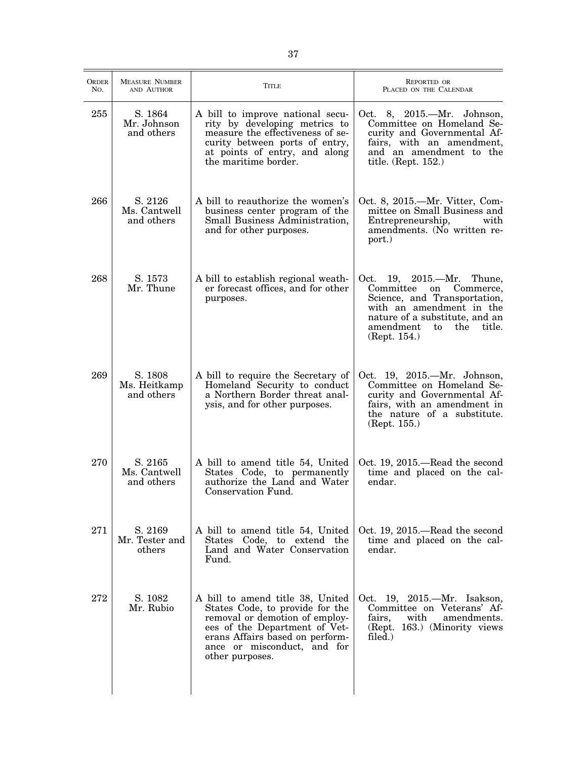| Order No. | Measure Number and Author | Title | Reported or Placed on the Calendar |
|---|---|---|---|
| 255 | S. 1864 Mr. Johnson and others | A bill to improve national security by developing metrics to measure the effectiveness of security between ports of entry, at points of entry, and along the maritime border. | Oct. 8, 2015.—Mr. Johnson, Committee on Homeland Security and Governmental Affairs, with an amendment, and an amendment to the title. (Rept. 152.) |
| 266 | S. 2126 Ms. Cantwell and others | A bill to reauthorize the women's business center program of the Small Business Administration, and for other purposes. | Oct. 8, 2015.—Mr. Vitter, Committee on Small Business and Entrepreneurship, with amendments. (No written report.) |
| 268 | S. 1573 Mr. Thune | A bill to establish regional weather forecast offices, and for other purposes. | Oct. 19, 2015.—Mr. Thune, Committee on Commerce, Science, and Transportation, with an amendment in the nature of a substitute, and an amendment to the title. (Rept. 154.) |
| 269 | S. 1808 Ms. Heitkamp and others | A bill to require the Secretary of Homeland Security to conduct a Northern Border threat analysis, and for other purposes. | Oct. 19, 2015.—Mr. Johnson, Committee on Homeland Security and Governmental Affairs, with an amendment in the nature of a substitute. (Rept. 155.) |
| 270 | S. 2165 Ms. Cantwell and others | A bill to amend title 54, United States Code, to permanently authorize the Land and Water Conservation Fund. | Oct. 19, 2015.—Read the second time and placed on the calendar. |
| 271 | S. 2169 Mr. Tester and others | A bill to amend title 54, United States Code, to extend the Land and Water Conservation Fund. | Oct. 19, 2015.—Read the second time and placed on the calendar. |
| 272 | S. 1082 Mr. Rubio | A bill to amend title 38, United States Code, to provide for the removal or demotion of employees of the Department of Veterans Affairs based on performance or misconduct, and for other purposes. | Oct. 19, 2015.—Mr. Isakson, Committee on Veterans' Affairs, with amendments. (Rept. 163.) (Minority views filed.) |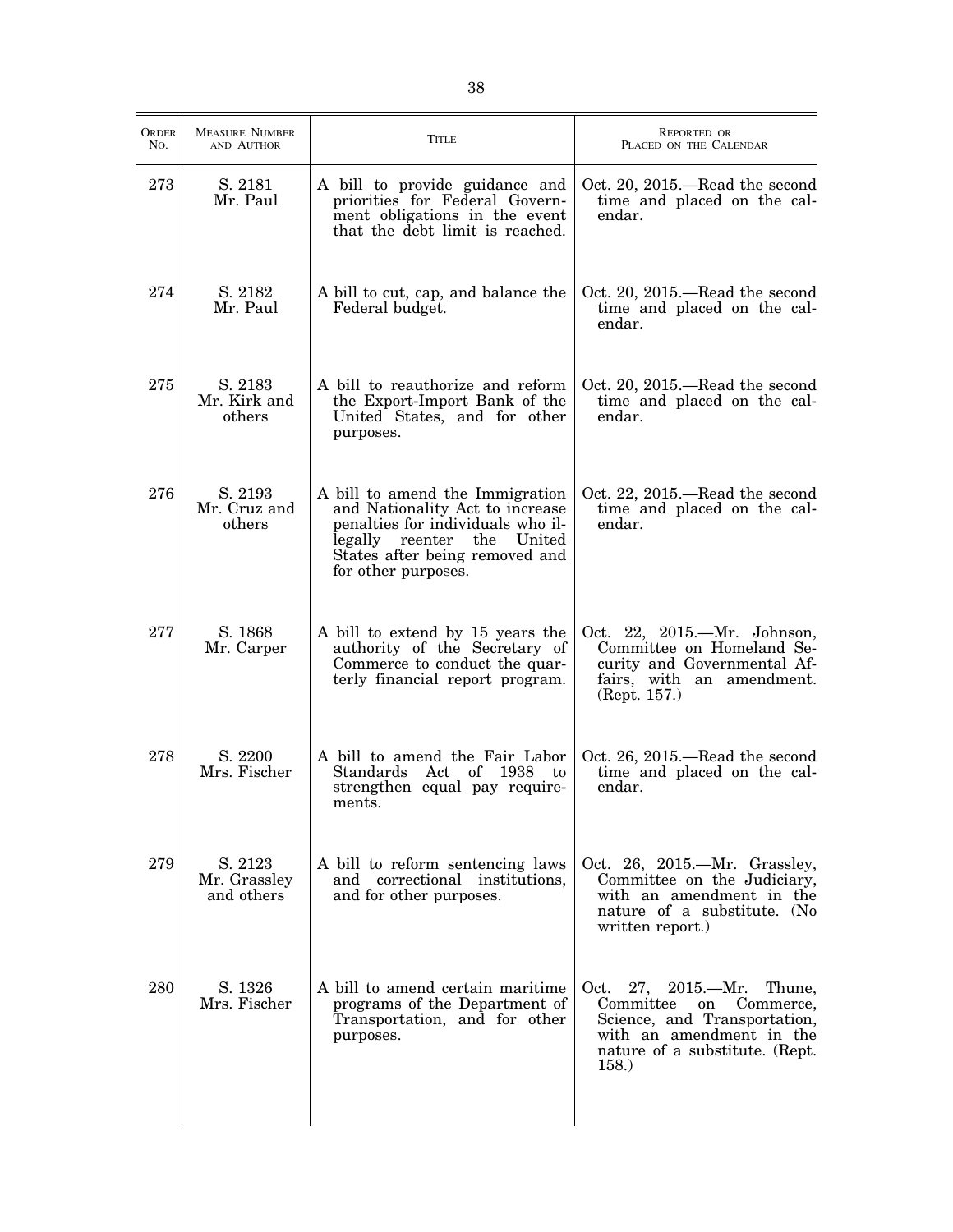| ORDER NO. | MEASURE NUMBER AND AUTHOR | TITLE | REPORTED OR PLACED ON THE CALENDAR |
|---|---|---|---|
| 273 | S. 2181 Mr. Paul | A bill to provide guidance and priorities for Federal Government obligations in the event that the debt limit is reached. | Oct. 20, 2015.—Read the second time and placed on the calendar. |
| 274 | S. 2182 Mr. Paul | A bill to cut, cap, and balance the Federal budget. | Oct. 20, 2015.—Read the second time and placed on the calendar. |
| 275 | S. 2183 Mr. Kirk and others | A bill to reauthorize and reform the Export-Import Bank of the United States, and for other purposes. | Oct. 20, 2015.—Read the second time and placed on the calendar. |
| 276 | S. 2193 Mr. Cruz and others | A bill to amend the Immigration and Nationality Act to increase penalties for individuals who illegally reenter the United States after being removed and for other purposes. | Oct. 22, 2015.—Read the second time and placed on the calendar. |
| 277 | S. 1868 Mr. Carper | A bill to extend by 15 years the authority of the Secretary of Commerce to conduct the quarterly financial report program. | Oct. 22, 2015.—Mr. Johnson, Committee on Homeland Security and Governmental Affairs, with an amendment. (Rept. 157.) |
| 278 | S. 2200 Mrs. Fischer | A bill to amend the Fair Labor Standards Act of 1938 to strengthen equal pay requirements. | Oct. 26, 2015.—Read the second time and placed on the calendar. |
| 279 | S. 2123 Mr. Grassley and others | A bill to reform sentencing laws and correctional institutions, and for other purposes. | Oct. 26, 2015.—Mr. Grassley, Committee on the Judiciary, with an amendment in the nature of a substitute. (No written report.) |
| 280 | S. 1326 Mrs. Fischer | A bill to amend certain maritime programs of the Department of Transportation, and for other purposes. | Oct. 27, 2015.—Mr. Thune, Committee on Commerce, Science, and Transportation, with an amendment in the nature of a substitute. (Rept. 158.) |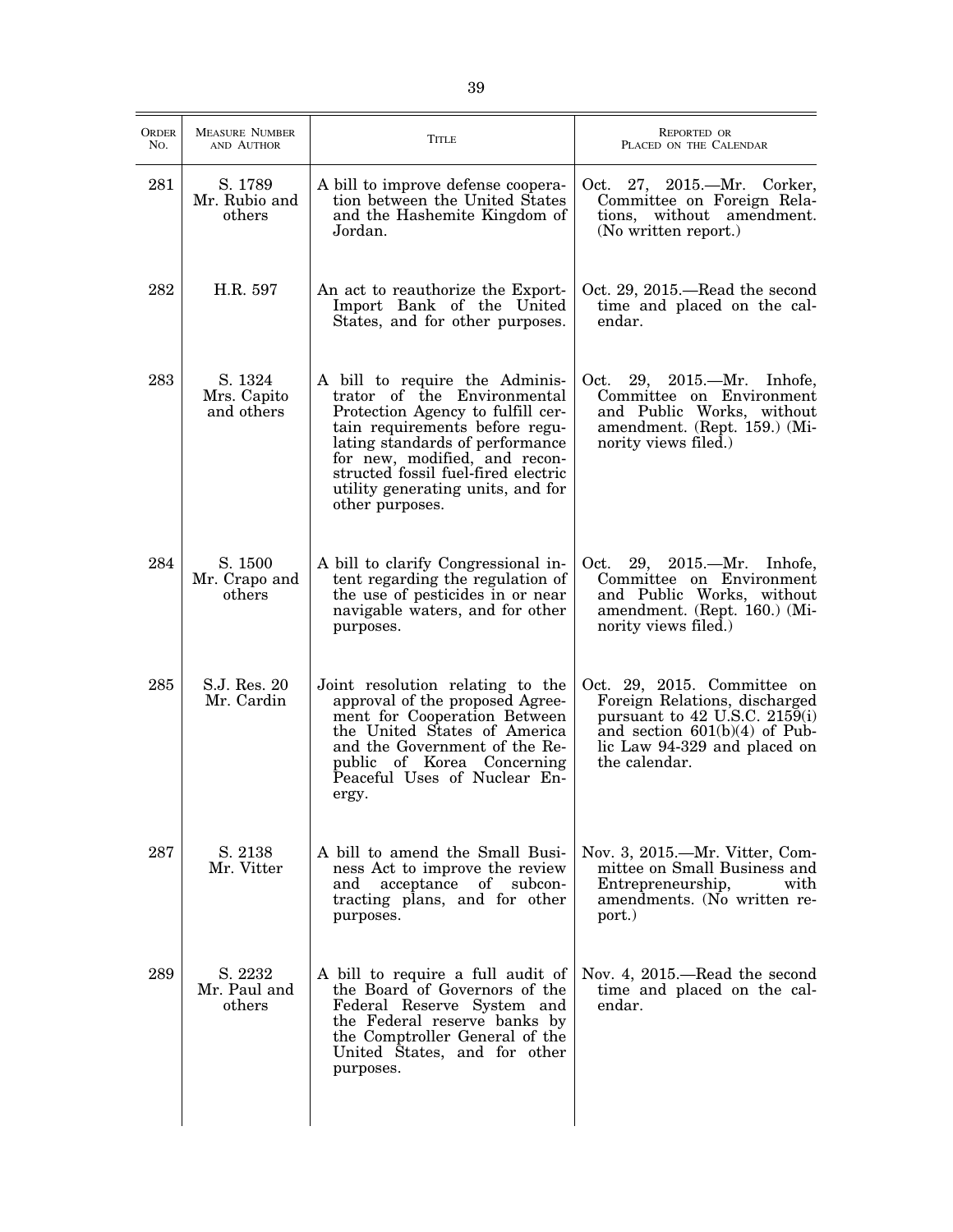| Order No. | Measure Number and Author | Title | Reported or Placed on the Calendar |
|---|---|---|---|
| 281 | S. 1789 Mr. Rubio and others | A bill to improve defense cooperation between the United States and the Hashemite Kingdom of Jordan. | Oct. 27, 2015.—Mr. Corker, Committee on Foreign Relations, without amendment. (No written report.) |
| 282 | H.R. 597 | An act to reauthorize the Export-Import Bank of the United States, and for other purposes. | Oct. 29, 2015.—Read the second time and placed on the calendar. |
| 283 | S. 1324 Mrs. Capito and others | A bill to require the Administrator of the Environmental Protection Agency to fulfill certain requirements before regulating standards of performance for new, modified, and reconstructed fossil fuel-fired electric utility generating units, and for other purposes. | Oct. 29, 2015.—Mr. Inhofe, Committee on Environment and Public Works, without amendment. (Rept. 159.) (Minority views filed.) |
| 284 | S. 1500 Mr. Crapo and others | A bill to clarify Congressional intent regarding the regulation of the use of pesticides in or near navigable waters, and for other purposes. | Oct. 29, 2015.—Mr. Inhofe, Committee on Environment and Public Works, without amendment. (Rept. 160.) (Minority views filed.) |
| 285 | S.J. Res. 20 Mr. Cardin | Joint resolution relating to the approval of the proposed Agreement for Cooperation Between the United States of America and the Government of the Republic of Korea Concerning Peaceful Uses of Nuclear Energy. | Oct. 29, 2015. Committee on Foreign Relations, discharged pursuant to 42 U.S.C. 2159(i) and section 601(b)(4) of Public Law 94-329 and placed on the calendar. |
| 287 | S. 2138 Mr. Vitter | A bill to amend the Small Business Act to improve the review and acceptance of subcontracting plans, and for other purposes. | Nov. 3, 2015.—Mr. Vitter, Committee on Small Business and Entrepreneurship, with amendments. (No written report.) |
| 289 | S. 2232 Mr. Paul and others | A bill to require a full audit of the Board of Governors of the Federal Reserve System and the Federal reserve banks by the Comptroller General of the United States, and for other purposes. | Nov. 4, 2015.—Read the second time and placed on the calendar. |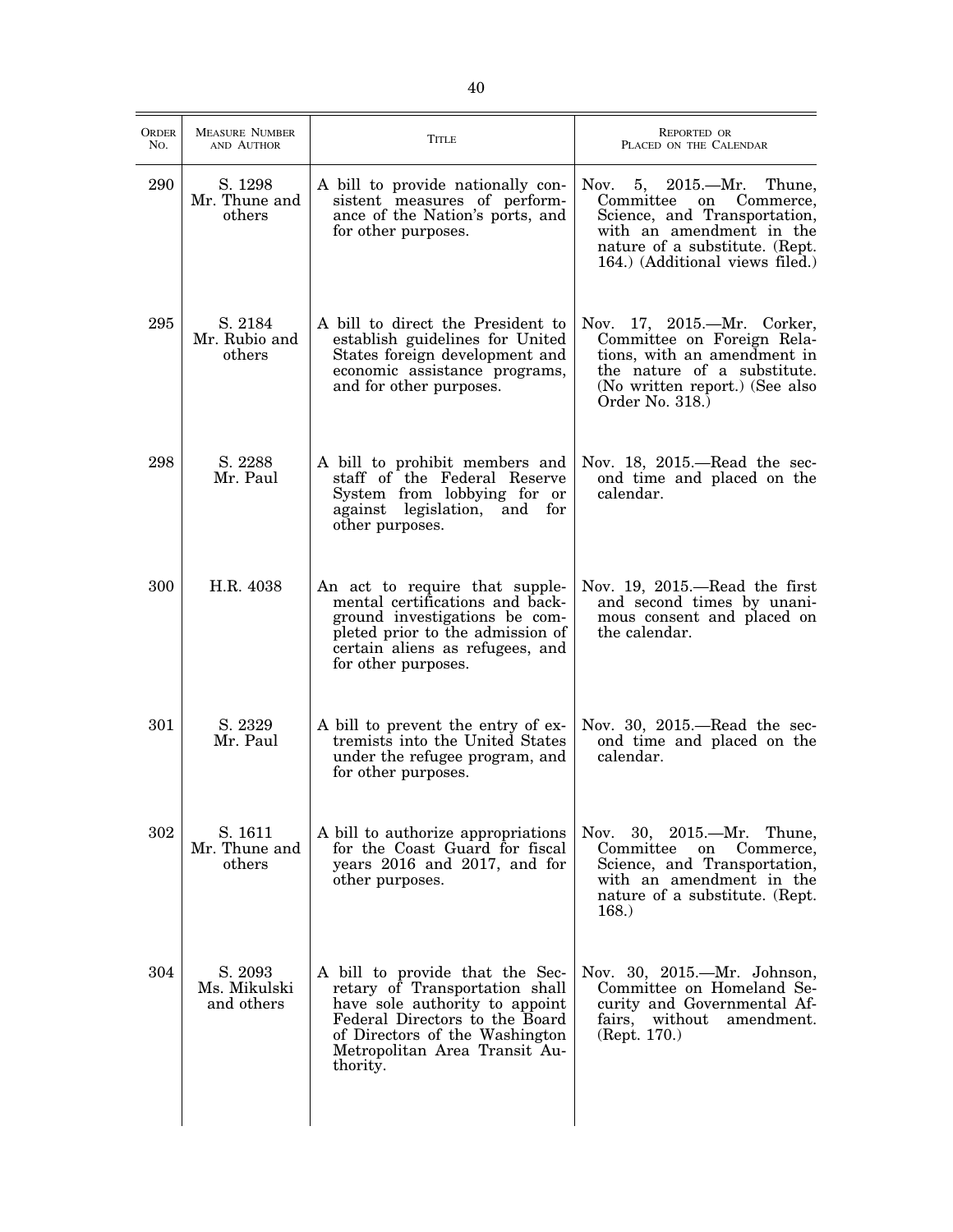| ORDER NO. | MEASURE NUMBER AND AUTHOR | TITLE | REPORTED OR PLACED ON THE CALENDAR |
|---|---|---|---|
| 290 | S. 1298 Mr. Thune and others | A bill to provide nationally consistent measures of performance of the Nation's ports, and for other purposes. | Nov. 5, 2015.—Mr. Thune, Committee on Commerce, Science, and Transportation, with an amendment in the nature of a substitute. (Rept. 164.) (Additional views filed.) |
| 295 | S. 2184 Mr. Rubio and others | A bill to direct the President to establish guidelines for United States foreign development and economic assistance programs, and for other purposes. | Nov. 17, 2015.—Mr. Corker, Committee on Foreign Relations, with an amendment in the nature of a substitute. (No written report.) (See also Order No. 318.) |
| 298 | S. 2288 Mr. Paul | A bill to prohibit members and staff of the Federal Reserve System from lobbying for or against legislation, and for other purposes. | Nov. 18, 2015.—Read the second time and placed on the calendar. |
| 300 | H.R. 4038 | An act to require that supplemental certifications and background investigations be completed prior to the admission of certain aliens as refugees, and for other purposes. | Nov. 19, 2015.—Read the first and second times by unanimous consent and placed on the calendar. |
| 301 | S. 2329 Mr. Paul | A bill to prevent the entry of extremists into the United States under the refugee program, and for other purposes. | Nov. 30, 2015.—Read the second time and placed on the calendar. |
| 302 | S. 1611 Mr. Thune and others | A bill to authorize appropriations for the Coast Guard for fiscal years 2016 and 2017, and for other purposes. | Nov. 30, 2015.—Mr. Thune, Committee on Commerce, Science, and Transportation, with an amendment in the nature of a substitute. (Rept. 168.) |
| 304 | S. 2093 Ms. Mikulski and others | A bill to provide that the Secretary of Transportation shall have sole authority to appoint Federal Directors to the Board of Directors of the Washington Metropolitan Area Transit Authority. | Nov. 30, 2015.—Mr. Johnson, Committee on Homeland Security and Governmental Affairs, without amendment. (Rept. 170.) |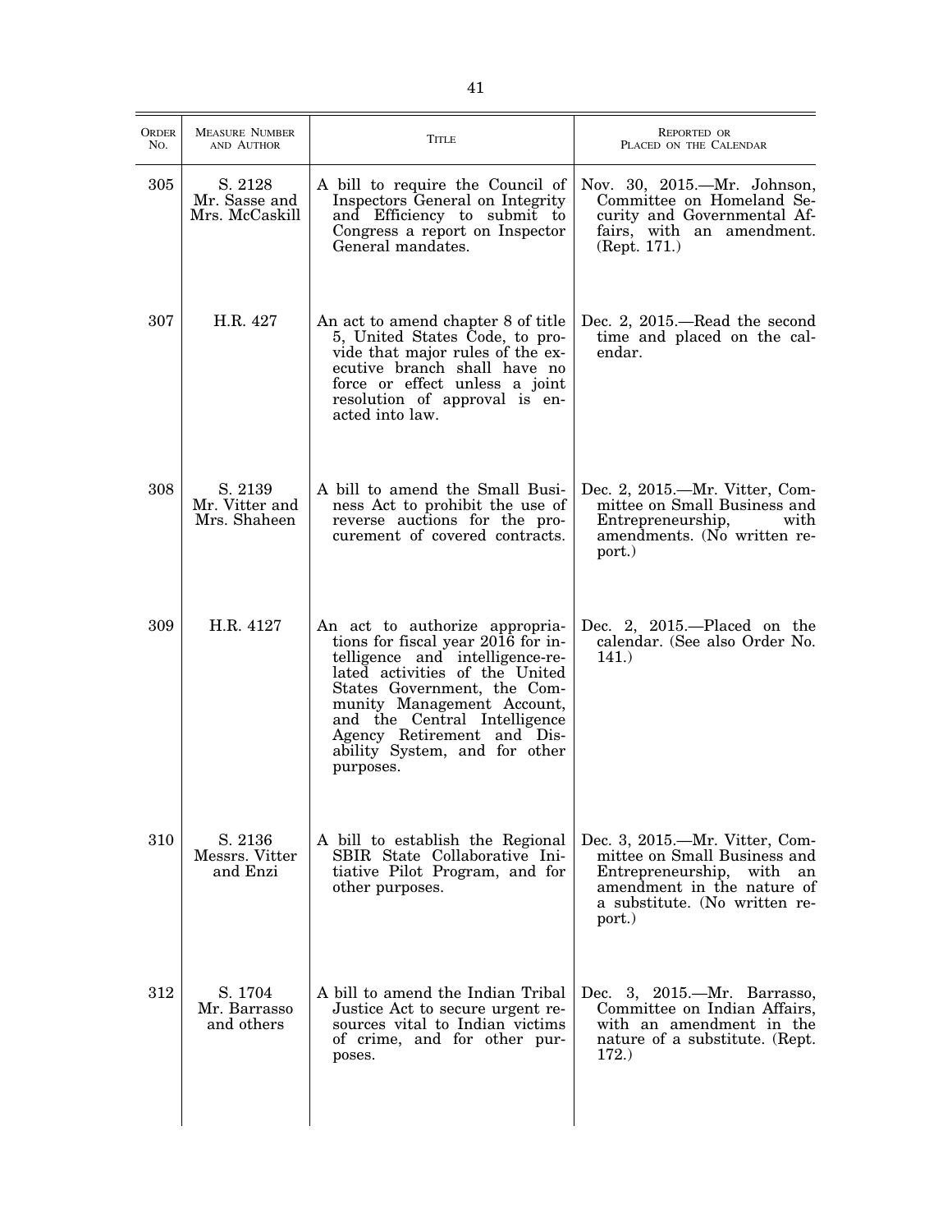| ORDER NO. | MEASURE NUMBER AND AUTHOR | TITLE | REPORTED OR PLACED ON THE CALENDAR |
|---|---|---|---|
| 305 | S. 2128<br>Mr. Sasse and Mrs. McCaskill | A bill to require the Council of Inspectors General on Integrity and Efficiency to submit to Congress a report on Inspector General mandates. | Nov. 30, 2015.—Mr. Johnson, Committee on Homeland Security and Governmental Affairs, with an amendment. (Rept. 171.) |
| 307 | H.R. 427 | An act to amend chapter 8 of title 5, United States Code, to provide that major rules of the executive branch shall have no force or effect unless a joint resolution of approval is enacted into law. | Dec. 2, 2015.—Read the second time and placed on the calendar. |
| 308 | S. 2139<br>Mr. Vitter and Mrs. Shaheen | A bill to amend the Small Business Act to prohibit the use of reverse auctions for the procurement of covered contracts. | Dec. 2, 2015.—Mr. Vitter, Committee on Small Business and Entrepreneurship, with amendments. (No written report.) |
| 309 | H.R. 4127 | An act to authorize appropriations for fiscal year 2016 for intelligence and intelligence-related activities of the United States Government, the Community Management Account, and the Central Intelligence Agency Retirement and Disability System, and for other purposes. | Dec. 2, 2015.—Placed on the calendar. (See also Order No. 141.) |
| 310 | S. 2136<br>Messrs. Vitter and Enzi | A bill to establish the Regional SBIR State Collaborative Initiative Pilot Program, and for other purposes. | Dec. 3, 2015.—Mr. Vitter, Committee on Small Business and Entrepreneurship, with an amendment in the nature of a substitute. (No written report.) |
| 312 | S. 1704<br>Mr. Barrasso and others | A bill to amend the Indian Tribal Justice Act to secure urgent resources vital to Indian victims of crime, and for other purposes. | Dec. 3, 2015.—Mr. Barrasso, Committee on Indian Affairs, with an amendment in the nature of a substitute. (Rept. 172.) |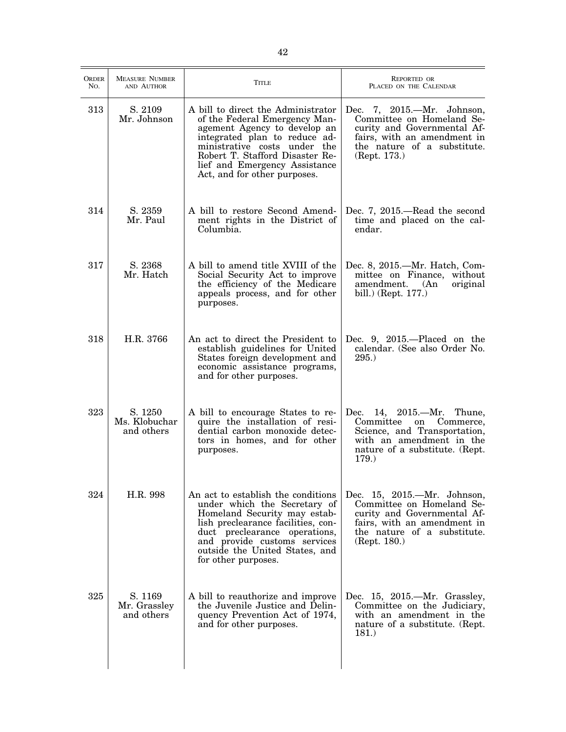| Order No. | Measure Number and Author | Title | Reported or Placed on the Calendar |
|---|---|---|---|
| 313 | S. 2109 Mr. Johnson | A bill to direct the Administrator of the Federal Emergency Management Agency to develop an integrated plan to reduce administrative costs under the Robert T. Stafford Disaster Relief and Emergency Assistance Act, and for other purposes. | Dec. 7, 2015.—Mr. Johnson, Committee on Homeland Security and Governmental Affairs, with an amendment in the nature of a substitute. (Rept. 173.) |
| 314 | S. 2359 Mr. Paul | A bill to restore Second Amendment rights in the District of Columbia. | Dec. 7, 2015.—Read the second time and placed on the calendar. |
| 317 | S. 2368 Mr. Hatch | A bill to amend title XVIII of the Social Security Act to improve the efficiency of the Medicare appeals process, and for other purposes. | Dec. 8, 2015.—Mr. Hatch, Committee on Finance, without amendment. (An original bill.) (Rept. 177.) |
| 318 | H.R. 3766 | An act to direct the President to establish guidelines for United States foreign development and economic assistance programs, and for other purposes. | Dec. 9, 2015.—Placed on the calendar. (See also Order No. 295.) |
| 323 | S. 1250 Ms. Klobuchar and others | A bill to encourage States to require the installation of residential carbon monoxide detectors in homes, and for other purposes. | Dec. 14, 2015.—Mr. Thune, Committee on Commerce, Science, and Transportation, with an amendment in the nature of a substitute. (Rept. 179.) |
| 324 | H.R. 998 | An act to establish the conditions under which the Secretary of Homeland Security may establish preclearance facilities, conduct preclearance operations, and provide customs services outside the United States, and for other purposes. | Dec. 15, 2015.—Mr. Johnson, Committee on Homeland Security and Governmental Affairs, with an amendment in the nature of a substitute. (Rept. 180.) |
| 325 | S. 1169 Mr. Grassley and others | A bill to reauthorize and improve the Juvenile Justice and Delinquency Prevention Act of 1974, and for other purposes. | Dec. 15, 2015.—Mr. Grassley, Committee on the Judiciary, with an amendment in the nature of a substitute. (Rept. 181.) |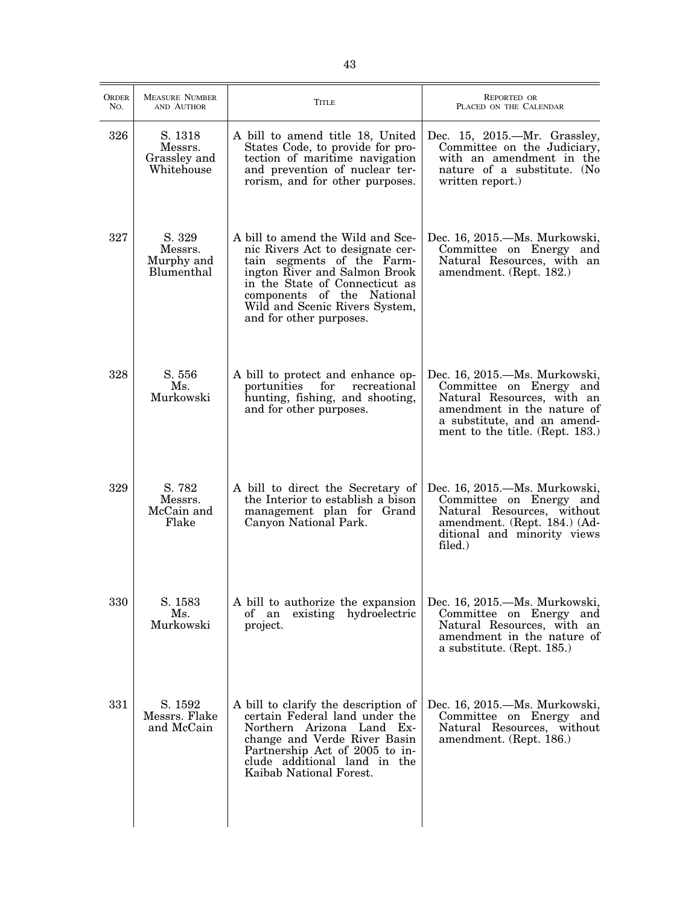| Order No. | Measure Number and Author | Title | Reported or Placed on the Calendar |
|---|---|---|---|
| 326 | S. 1318 Messrs. Grassley and Whitehouse | A bill to amend title 18, United States Code, to provide for protection of maritime navigation and prevention of nuclear terrorism, and for other purposes. | Dec. 15, 2015.—Mr. Grassley, Committee on the Judiciary, with an amendment in the nature of a substitute. (No written report.) |
| 327 | S. 329 Messrs. Murphy and Blumenthal | A bill to amend the Wild and Scenic Rivers Act to designate certain segments of the Farmington River and Salmon Brook in the State of Connecticut as components of the National Wild and Scenic Rivers System, and for other purposes. | Dec. 16, 2015.—Ms. Murkowski, Committee on Energy and Natural Resources, with an amendment. (Rept. 182.) |
| 328 | S. 556 Ms. Murkowski | A bill to protect and enhance opportunities for recreational hunting, fishing, and shooting, and for other purposes. | Dec. 16, 2015.—Ms. Murkowski, Committee on Energy and Natural Resources, with an amendment in the nature of a substitute, and an amendment to the title. (Rept. 183.) |
| 329 | S. 782 Messrs. McCain and Flake | A bill to direct the Secretary of the Interior to establish a bison management plan for Grand Canyon National Park. | Dec. 16, 2015.—Ms. Murkowski, Committee on Energy and Natural Resources, without amendment. (Rept. 184.) (Additional and minority views filed.) |
| 330 | S. 1583 Ms. Murkowski | A bill to authorize the expansion of an existing hydroelectric project. | Dec. 16, 2015.—Ms. Murkowski, Committee on Energy and Natural Resources, with an amendment in the nature of a substitute. (Rept. 185.) |
| 331 | S. 1592 Messrs. Flake and McCain | A bill to clarify the description of certain Federal land under the Northern Arizona Land Exchange and Verde River Basin Partnership Act of 2005 to include additional land in the Kaibab National Forest. | Dec. 16, 2015.—Ms. Murkowski, Committee on Energy and Natural Resources, without amendment. (Rept. 186.) |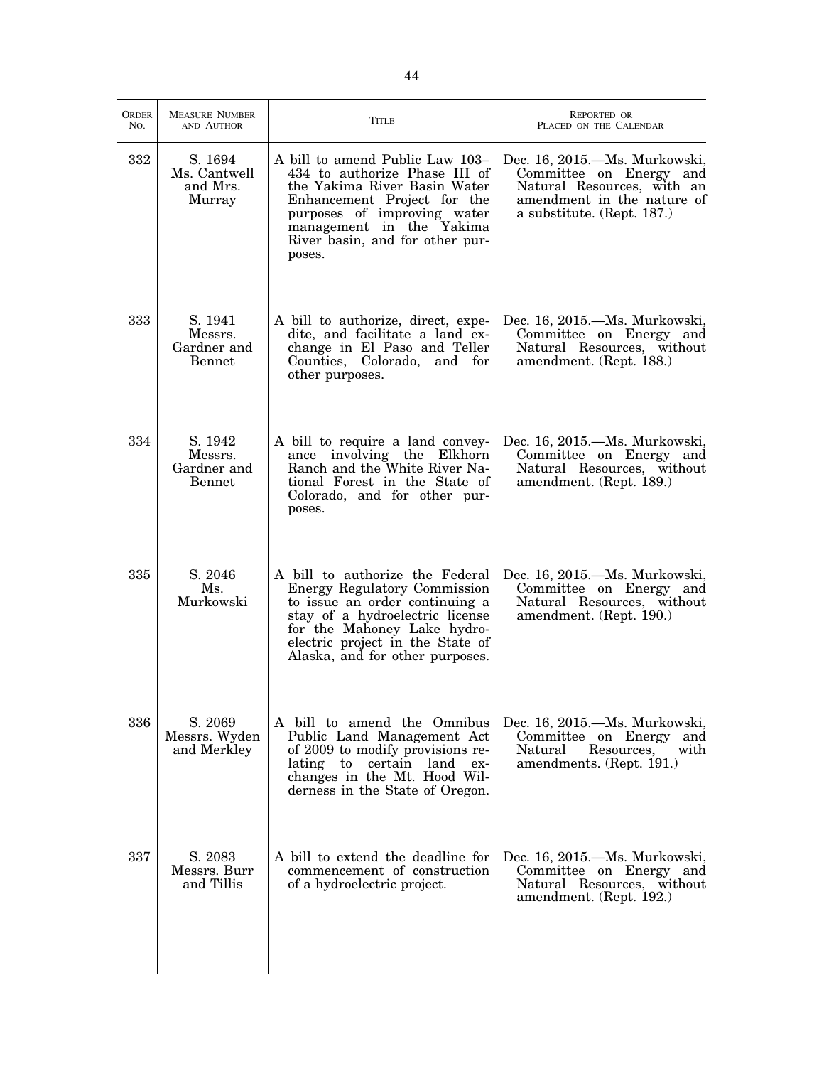| ORDER NO. | MEASURE NUMBER AND AUTHOR | TITLE | REPORTED OR PLACED ON THE CALENDAR |
|---|---|---|---|
| 332 | S. 1694 Ms. Cantwell and Mrs. Murray | A bill to amend Public Law 103–434 to authorize Phase III of the Yakima River Basin Water Enhancement Project for the purposes of improving water management in the Yakima River basin, and for other purposes. | Dec. 16, 2015.—Ms. Murkowski, Committee on Energy and Natural Resources, with an amendment in the nature of a substitute. (Rept. 187.) |
| 333 | S. 1941 Messrs. Gardner and Bennet | A bill to authorize, direct, expedite, and facilitate a land exchange in El Paso and Teller Counties, Colorado, and for other purposes. | Dec. 16, 2015.—Ms. Murkowski, Committee on Energy and Natural Resources, without amendment. (Rept. 188.) |
| 334 | S. 1942 Messrs. Gardner and Bennet | A bill to require a land conveyance involving the Elkhorn Ranch and the White River National Forest in the State of Colorado, and for other purposes. | Dec. 16, 2015.—Ms. Murkowski, Committee on Energy and Natural Resources, without amendment. (Rept. 189.) |
| 335 | S. 2046 Ms. Murkowski | A bill to authorize the Federal Energy Regulatory Commission to issue an order continuing a stay of a hydroelectric license for the Mahoney Lake hydroelectric project in the State of Alaska, and for other purposes. | Dec. 16, 2015.—Ms. Murkowski, Committee on Energy and Natural Resources, without amendment. (Rept. 190.) |
| 336 | S. 2069 Messrs. Wyden and Merkley | A bill to amend the Omnibus Public Land Management Act of 2009 to modify provisions relating to certain land exchanges in the Mt. Hood Wilderness in the State of Oregon. | Dec. 16, 2015.—Ms. Murkowski, Committee on Energy and Natural Resources, with amendments. (Rept. 191.) |
| 337 | S. 2083 Messrs. Burr and Tillis | A bill to extend the deadline for commencement of construction of a hydroelectric project. | Dec. 16, 2015.—Ms. Murkowski, Committee on Energy and Natural Resources, without amendment. (Rept. 192.) |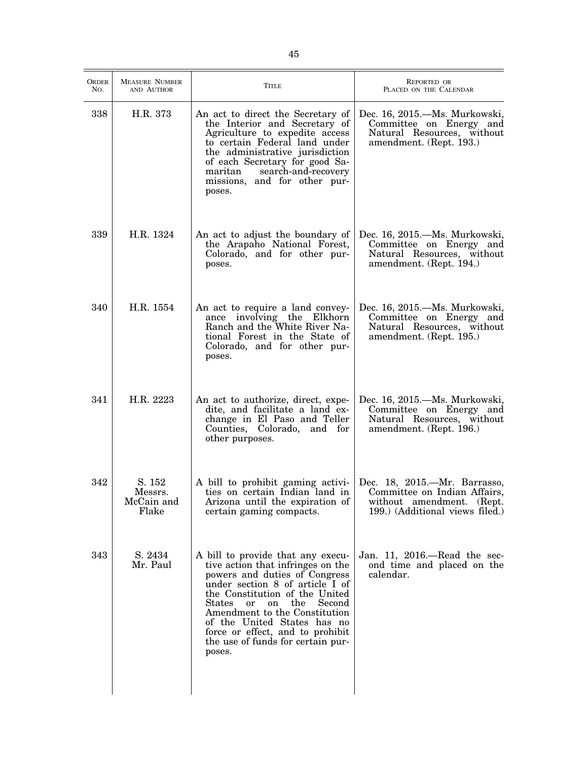| ORDER NO. | MEASURE NUMBER AND AUTHOR | TITLE | REPORTED OR PLACED ON THE CALENDAR |
|---|---|---|---|
| 338 | H.R. 373 | An act to direct the Secretary of the Interior and Secretary of Agriculture to expedite access to certain Federal land under the administrative jurisdiction of each Secretary for good Samaritan search-and-recovery missions, and for other purposes. | Dec. 16, 2015.—Ms. Murkowski, Committee on Energy and Natural Resources, without amendment. (Rept. 193.) |
| 339 | H.R. 1324 | An act to adjust the boundary of the Arapaho National Forest, Colorado, and for other purposes. | Dec. 16, 2015.—Ms. Murkowski, Committee on Energy and Natural Resources, without amendment. (Rept. 194.) |
| 340 | H.R. 1554 | An act to require a land conveyance involving the Elkhorn Ranch and the White River National Forest in the State of Colorado, and for other purposes. | Dec. 16, 2015.—Ms. Murkowski, Committee on Energy and Natural Resources, without amendment. (Rept. 195.) |
| 341 | H.R. 2223 | An act to authorize, direct, expedite, and facilitate a land exchange in El Paso and Teller Counties, Colorado, and for other purposes. | Dec. 16, 2015.—Ms. Murkowski, Committee on Energy and Natural Resources, without amendment. (Rept. 196.) |
| 342 | S. 152 Messrs. McCain and Flake | A bill to prohibit gaming activities on certain Indian land in Arizona until the expiration of certain gaming compacts. | Dec. 18, 2015.—Mr. Barrasso, Committee on Indian Affairs, without amendment. (Rept. 199.) (Additional views filed.) |
| 343 | S. 2434 Mr. Paul | A bill to provide that any executive action that infringes on the powers and duties of Congress under section 8 of article I of the Constitution of the United States or on the Second Amendment to the Constitution of the United States has no force or effect, and to prohibit the use of funds for certain purposes. | Jan. 11, 2016.—Read the second time and placed on the calendar. |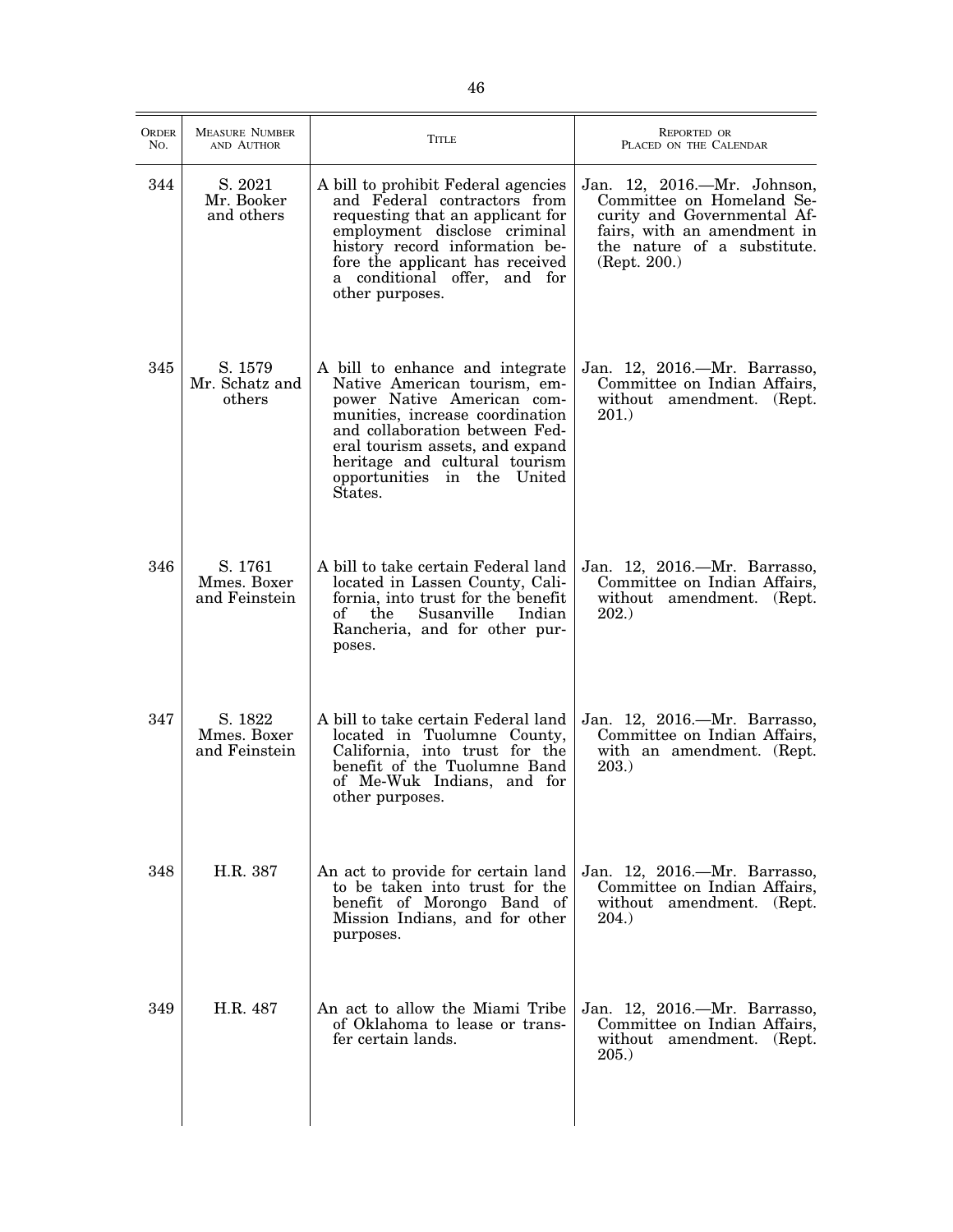| Order No. | Measure Number and Author | Title | Reported or Placed on the Calendar |
|---|---|---|---|
| 344 | S. 2021 Mr. Booker and others | A bill to prohibit Federal agencies and Federal contractors from requesting that an applicant for employment disclose criminal history record information before the applicant has received a conditional offer, and for other purposes. | Jan. 12, 2016.—Mr. Johnson, Committee on Homeland Security and Governmental Affairs, with an amendment in the nature of a substitute. (Rept. 200.) |
| 345 | S. 1579 Mr. Schatz and others | A bill to enhance and integrate Native American tourism, empower Native American communities, increase coordination and collaboration between Federal tourism assets, and expand heritage and cultural tourism opportunities in the United States. | Jan. 12, 2016.—Mr. Barrasso, Committee on Indian Affairs, without amendment. (Rept. 201.) |
| 346 | S. 1761 Mmes. Boxer and Feinstein | A bill to take certain Federal land located in Lassen County, California, into trust for the benefit of the Susanville Indian Rancheria, and for other purposes. | Jan. 12, 2016.—Mr. Barrasso, Committee on Indian Affairs, without amendment. (Rept. 202.) |
| 347 | S. 1822 Mmes. Boxer and Feinstein | A bill to take certain Federal land located in Tuolumne County, California, into trust for the benefit of the Tuolumne Band of Me-Wuk Indians, and for other purposes. | Jan. 12, 2016.—Mr. Barrasso, Committee on Indian Affairs, with an amendment. (Rept. 203.) |
| 348 | H.R. 387 | An act to provide for certain land to be taken into trust for the benefit of Morongo Band of Mission Indians, and for other purposes. | Jan. 12, 2016.—Mr. Barrasso, Committee on Indian Affairs, without amendment. (Rept. 204.) |
| 349 | H.R. 487 | An act to allow the Miami Tribe of Oklahoma to lease or transfer certain lands. | Jan. 12, 2016.—Mr. Barrasso, Committee on Indian Affairs, without amendment. (Rept. 205.) |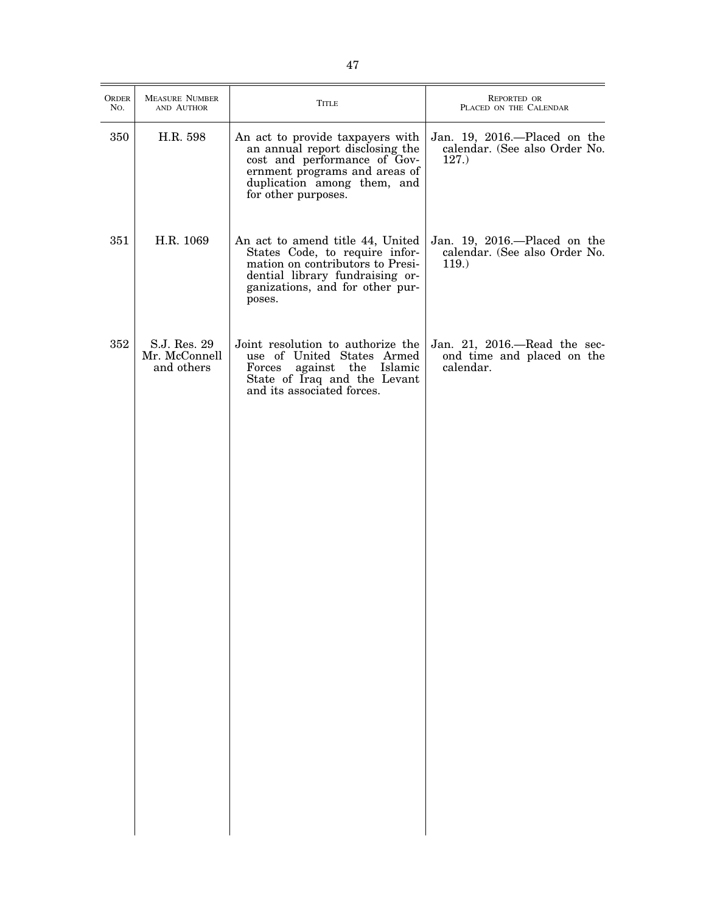| ORDER NO. | MEASURE NUMBER AND AUTHOR | TITLE | REPORTED OR PLACED ON THE CALENDAR |
|---|---|---|---|
| 350 | H.R. 598 | An act to provide taxpayers with an annual report disclosing the cost and performance of Government programs and areas of duplication among them, and for other purposes. | Jan. 19, 2016.—Placed on the calendar. (See also Order No. 127.) |
| 351 | H.R. 1069 | An act to amend title 44, United States Code, to require information on contributors to Presidential library fundraising organizations, and for other purposes. | Jan. 19, 2016.—Placed on the calendar. (See also Order No. 119.) |
| 352 | S.J. Res. 29 Mr. McConnell and others | Joint resolution to authorize the use of United States Armed Forces against the Islamic State of Iraq and the Levant and its associated forces. | Jan. 21, 2016.—Read the second time and placed on the calendar. |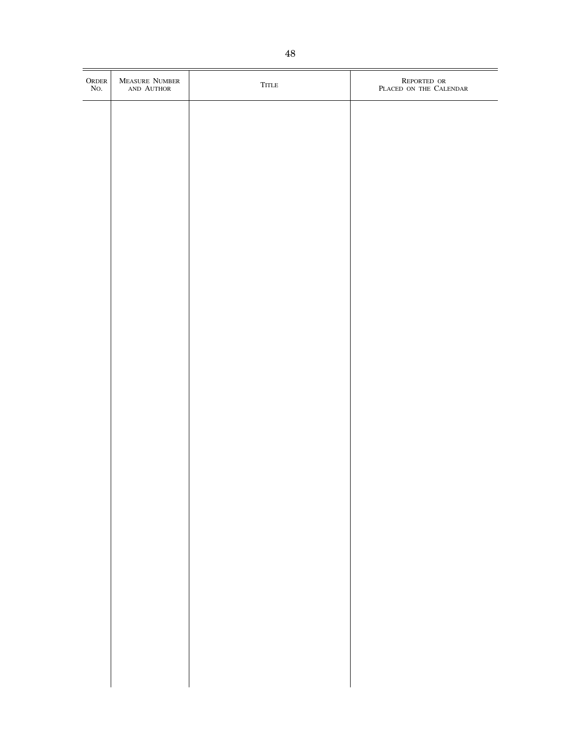| Order No. | Measure Number and Author | Title | Reported or Placed on the Calendar |
|---|---|---|---|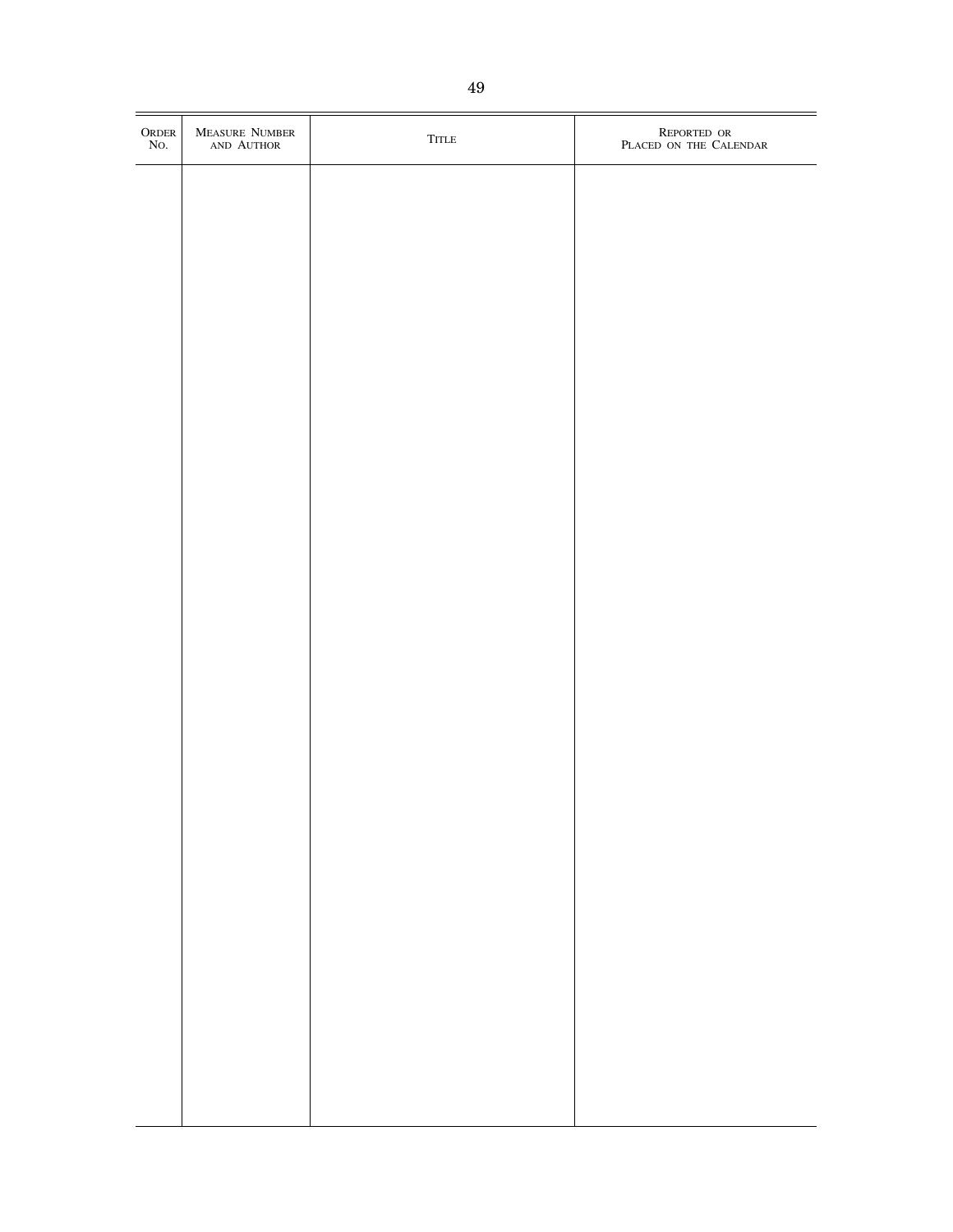| Order No. | Measure Number and Author | Title | Reported or Placed on the Calendar |
| --- | --- | --- | --- |